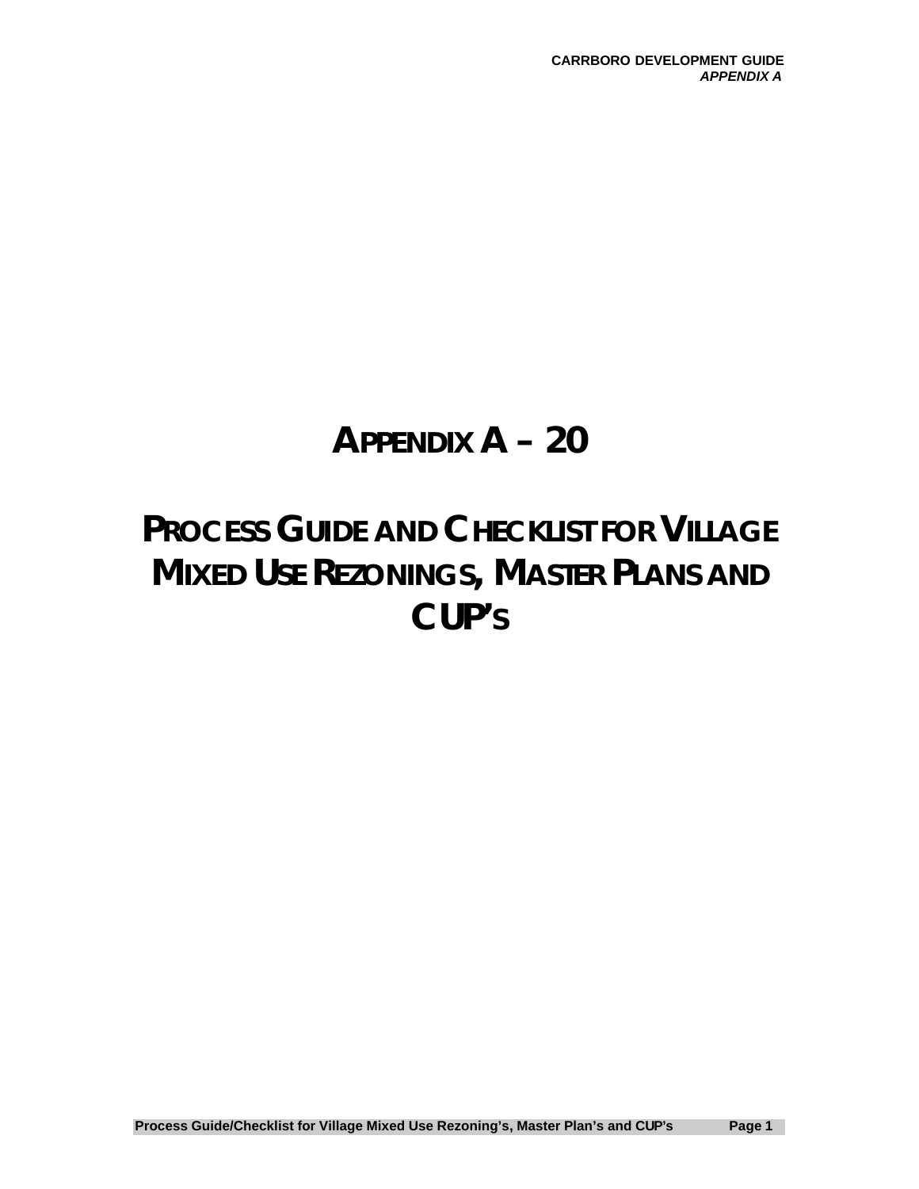# APPENDIX A – 20

# PROCESS GUIDE AND CHECKLIST FOR VILLAGE MIXED USE REZONINGS, MASTER PLANS AND CUP'S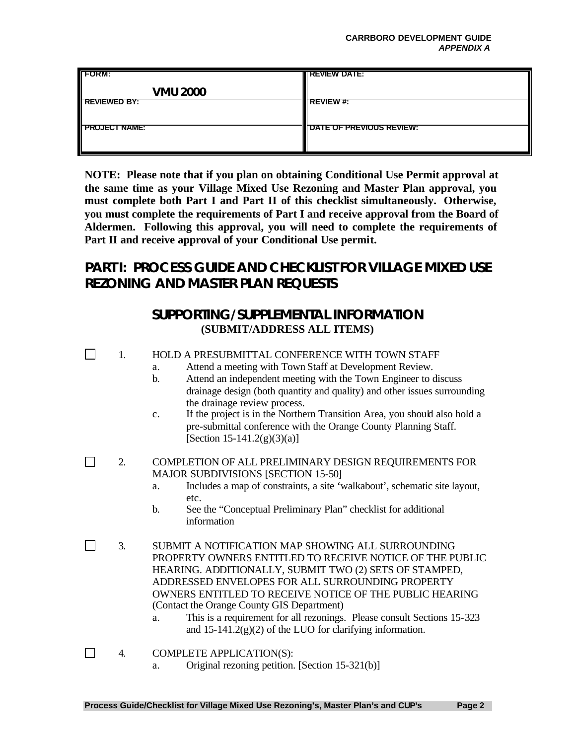| FORM: VMU 2000 | REVIEW DATE: |
|---|---|
| REVIEWED BY: | REVIEW #: |
| PROJECT NAME: | DATE OF PREVIOUS REVIEW: |

**NOTE: Please note that if you plan on obtaining Conditional Use Permit approval at the same time as your Village Mixed Use Rezoning and Master Plan approval, you must complete both Part I and Part II of this checklist simultaneously. Otherwise, you must complete the requirements of Part I and receive approval from the Board of Aldermen. Following this approval, you will need to complete the requirements of Part II and receive approval of your Conditional Use permit.**

## PART I: PROCESS GUIDE AND CHECKLIST FOR VILLAGE MIXED USE REZONING AND MASTER PLAN REQUESTS

### SUPPORTING / SUPPLEMENTAL INFORMATION

**(SUBMIT/ADDRESS ALL ITEMS)**

☐ 1. HOLD A PRESUBMITTAL CONFERENCE WITH TOWN STAFF
   - a. Attend a meeting with Town Staff at Development Review.
   - b. Attend an independent meeting with the Town Engineer to discuss drainage design (both quantity and quality) and other issues surrounding the drainage review process.
   - c. If the project is in the Northern Transition Area, you should also hold a pre-submittal conference with the Orange County Planning Staff. [Section 15-141.2(g)(3)(a)]

☐ 2. COMPLETION OF ALL PRELIMINARY DESIGN REQUIREMENTS FOR MAJOR SUBDIVISIONS [SECTION 15-50]
   - a. Includes a map of constraints, a site 'walkabout', schematic site layout, etc.
   - b. See the "Conceptual Preliminary Plan" checklist for additional information

☐ 3. SUBMIT A NOTIFICATION MAP SHOWING ALL SURROUNDING PROPERTY OWNERS ENTITLED TO RECEIVE NOTICE OF THE PUBLIC HEARING. ADDITIONALLY, SUBMIT TWO (2) SETS OF STAMPED, ADDRESSED ENVELOPES FOR ALL SURROUNDING PROPERTY OWNERS ENTITLED TO RECEIVE NOTICE OF THE PUBLIC HEARING (Contact the Orange County GIS Department)
   - a. This is a requirement for all rezonings. Please consult Sections 15-323 and 15-141.2(g)(2) of the LUO for clarifying information.

☐ 4. COMPLETE APPLICATION(S):
   - a. Original rezoning petition. [Section 15-321(b)]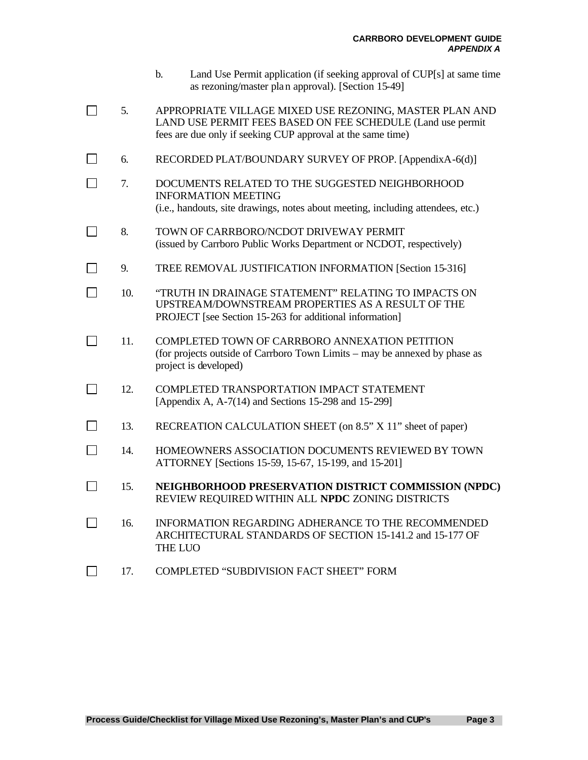b. Land Use Permit application (if seeking approval of CUP[s] at same time as rezoning/master plan approval). [Section 15-49]

- [ ] 5. APPROPRIATE VILLAGE MIXED USE REZONING, MASTER PLAN AND LAND USE PERMIT FEES BASED ON FEE SCHEDULE (Land use permit fees are due only if seeking CUP approval at the same time)

- [ ] 6. RECORDED PLAT/BOUNDARY SURVEY OF PROP. [AppendixA-6(d)]

- [ ] 7. DOCUMENTS RELATED TO THE SUGGESTED NEIGHBORHOOD INFORMATION MEETING (i.e., handouts, site drawings, notes about meeting, including attendees, etc.)

- [ ] 8. TOWN OF CARRBORO/NCDOT DRIVEWAY PERMIT (issued by Carrboro Public Works Department or NCDOT, respectively)

- [ ] 9. TREE REMOVAL JUSTIFICATION INFORMATION [Section 15-316]

- [ ] 10. "TRUTH IN DRAINAGE STATEMENT" RELATING TO IMPACTS ON UPSTREAM/DOWNSTREAM PROPERTIES AS A RESULT OF THE PROJECT [see Section 15-263 for additional information]

- [ ] 11. COMPLETED TOWN OF CARRBORO ANNEXATION PETITION (for projects outside of Carrboro Town Limits – may be annexed by phase as project is developed)

- [ ] 12. COMPLETED TRANSPORTATION IMPACT STATEMENT [Appendix A, A-7(14) and Sections 15-298 and 15-299]

- [ ] 13. RECREATION CALCULATION SHEET (on 8.5" X 11" sheet of paper)

- [ ] 14. HOMEOWNERS ASSOCIATION DOCUMENTS REVIEWED BY TOWN ATTORNEY [Sections 15-59, 15-67, 15-199, and 15-201]

- [ ] 15. **NEIGHBORHOOD PRESERVATION DISTRICT COMMISSION (NPDC)** REVIEW REQUIRED WITHIN ALL **NPDC** ZONING DISTRICTS

- [ ] 16. INFORMATION REGARDING ADHERANCE TO THE RECOMMENDED ARCHITECTURAL STANDARDS OF SECTION 15-141.2 and 15-177 OF THE LUO

- [ ] 17. COMPLETED "SUBDIVISION FACT SHEET" FORM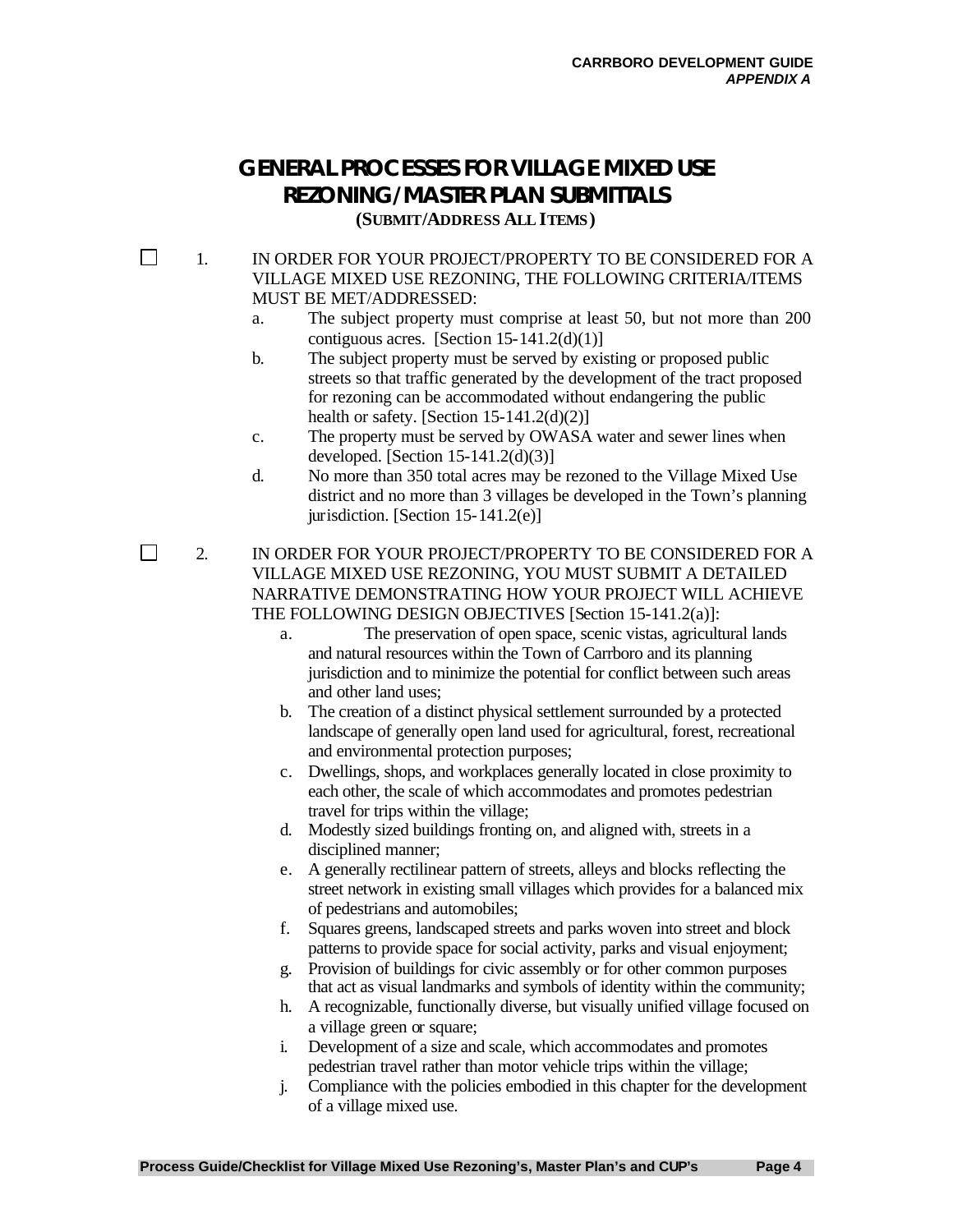# GENERAL PROCESSES FOR VILLAGE MIXED USE REZONING / MASTER PLAN SUBMITTALS

**(SUBMIT/ADDRESS ALL ITEMS)**

☐ 1. IN ORDER FOR YOUR PROJECT/PROPERTY TO BE CONSIDERED FOR A VILLAGE MIXED USE REZONING, THE FOLLOWING CRITERIA/ITEMS MUST BE MET/ADDRESSED:

  a. The subject property must comprise at least 50, but not more than 200 contiguous acres. [Section 15-141.2(d)(1)]
  b. The subject property must be served by existing or proposed public streets so that traffic generated by the development of the tract proposed for rezoning can be accommodated without endangering the public health or safety. [Section 15-141.2(d)(2)]
  c. The property must be served by OWASA water and sewer lines when developed. [Section 15-141.2(d)(3)]
  d. No more than 350 total acres may be rezoned to the Village Mixed Use district and no more than 3 villages be developed in the Town's planning jurisdiction. [Section 15-141.2(e)]

☐ 2. IN ORDER FOR YOUR PROJECT/PROPERTY TO BE CONSIDERED FOR A VILLAGE MIXED USE REZONING, YOU MUST SUBMIT A DETAILED NARRATIVE DEMONSTRATING HOW YOUR PROJECT WILL ACHIEVE THE FOLLOWING DESIGN OBJECTIVES [Section 15-141.2(a)]:

  a. The preservation of open space, scenic vistas, agricultural lands and natural resources within the Town of Carrboro and its planning jurisdiction and to minimize the potential for conflict between such areas and other land uses;
  b. The creation of a distinct physical settlement surrounded by a protected landscape of generally open land used for agricultural, forest, recreational and environmental protection purposes;
  c. Dwellings, shops, and workplaces generally located in close proximity to each other, the scale of which accommodates and promotes pedestrian travel for trips within the village;
  d. Modestly sized buildings fronting on, and aligned with, streets in a disciplined manner;
  e. A generally rectilinear pattern of streets, alleys and blocks reflecting the street network in existing small villages which provides for a balanced mix of pedestrians and automobiles;
  f. Squares greens, landscaped streets and parks woven into street and block patterns to provide space for social activity, parks and visual enjoyment;
  g. Provision of buildings for civic assembly or for other common purposes that act as visual landmarks and symbols of identity within the community;
  h. A recognizable, functionally diverse, but visually unified village focused on a village green or square;
  i. Development of a size and scale, which accommodates and promotes pedestrian travel rather than motor vehicle trips within the village;
  j. Compliance with the policies embodied in this chapter for the development of a village mixed use.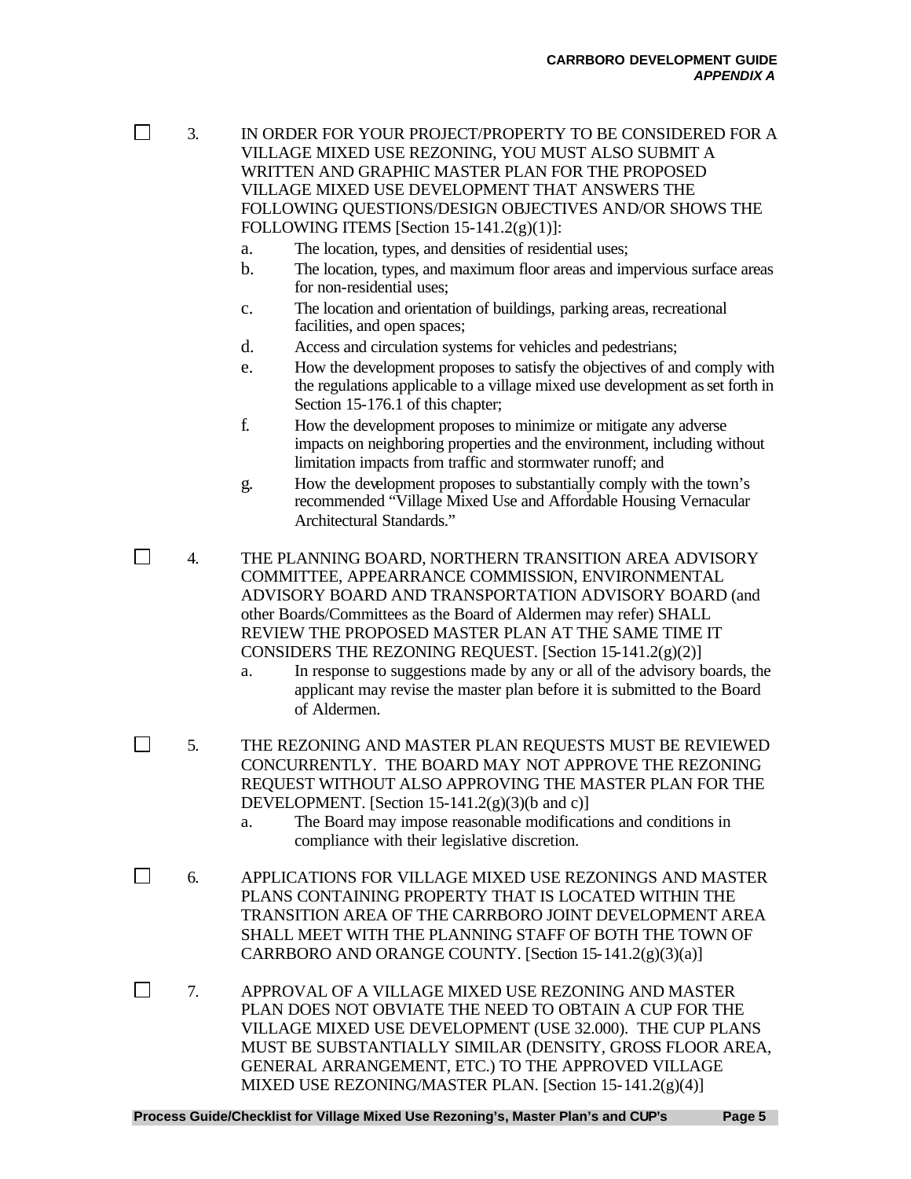- ☐ 3. IN ORDER FOR YOUR PROJECT/PROPERTY TO BE CONSIDERED FOR A VILLAGE MIXED USE REZONING, YOU MUST ALSO SUBMIT A WRITTEN AND GRAPHIC MASTER PLAN FOR THE PROPOSED VILLAGE MIXED USE DEVELOPMENT THAT ANSWERS THE FOLLOWING QUESTIONS/DESIGN OBJECTIVES AND/OR SHOWS THE FOLLOWING ITEMS [Section 15-141.2(g)(1)]:
    - a. The location, types, and densities of residential uses;
    - b. The location, types, and maximum floor areas and impervious surface areas for non-residential uses;
    - c. The location and orientation of buildings, parking areas, recreational facilities, and open spaces;
    - d. Access and circulation systems for vehicles and pedestrians;
    - e. How the development proposes to satisfy the objectives of and comply with the regulations applicable to a village mixed use development as set forth in Section 15-176.1 of this chapter;
    - f. How the development proposes to minimize or mitigate any adverse impacts on neighboring properties and the environment, including without limitation impacts from traffic and stormwater runoff; and
    - g. How the development proposes to substantially comply with the town's recommended "Village Mixed Use and Affordable Housing Vernacular Architectural Standards."

- ☐ 4. THE PLANNING BOARD, NORTHERN TRANSITION AREA ADVISORY COMMITTEE, APPEARRANCE COMMISSION, ENVIRONMENTAL ADVISORY BOARD AND TRANSPORTATION ADVISORY BOARD (and other Boards/Committees as the Board of Aldermen may refer) SHALL REVIEW THE PROPOSED MASTER PLAN AT THE SAME TIME IT CONSIDERS THE REZONING REQUEST. [Section 15-141.2(g)(2)]
    - a. In response to suggestions made by any or all of the advisory boards, the applicant may revise the master plan before it is submitted to the Board of Aldermen.

- ☐ 5. THE REZONING AND MASTER PLAN REQUESTS MUST BE REVIEWED CONCURRENTLY. THE BOARD MAY NOT APPROVE THE REZONING REQUEST WITHOUT ALSO APPROVING THE MASTER PLAN FOR THE DEVELOPMENT. [Section 15-141.2(g)(3)(b and c)]
    - a. The Board may impose reasonable modifications and conditions in compliance with their legislative discretion.

- ☐ 6. APPLICATIONS FOR VILLAGE MIXED USE REZONINGS AND MASTER PLANS CONTAINING PROPERTY THAT IS LOCATED WITHIN THE TRANSITION AREA OF THE CARRBORO JOINT DEVELOPMENT AREA SHALL MEET WITH THE PLANNING STAFF OF BOTH THE TOWN OF CARRBORO AND ORANGE COUNTY. [Section 15-141.2(g)(3)(a)]

- ☐ 7. APPROVAL OF A VILLAGE MIXED USE REZONING AND MASTER PLAN DOES NOT OBVIATE THE NEED TO OBTAIN A CUP FOR THE VILLAGE MIXED USE DEVELOPMENT (USE 32.000). THE CUP PLANS MUST BE SUBSTANTIALLY SIMILAR (DENSITY, GROSS FLOOR AREA, GENERAL ARRANGEMENT, ETC.) TO THE APPROVED VILLAGE MIXED USE REZONING/MASTER PLAN. [Section 15-141.2(g)(4)]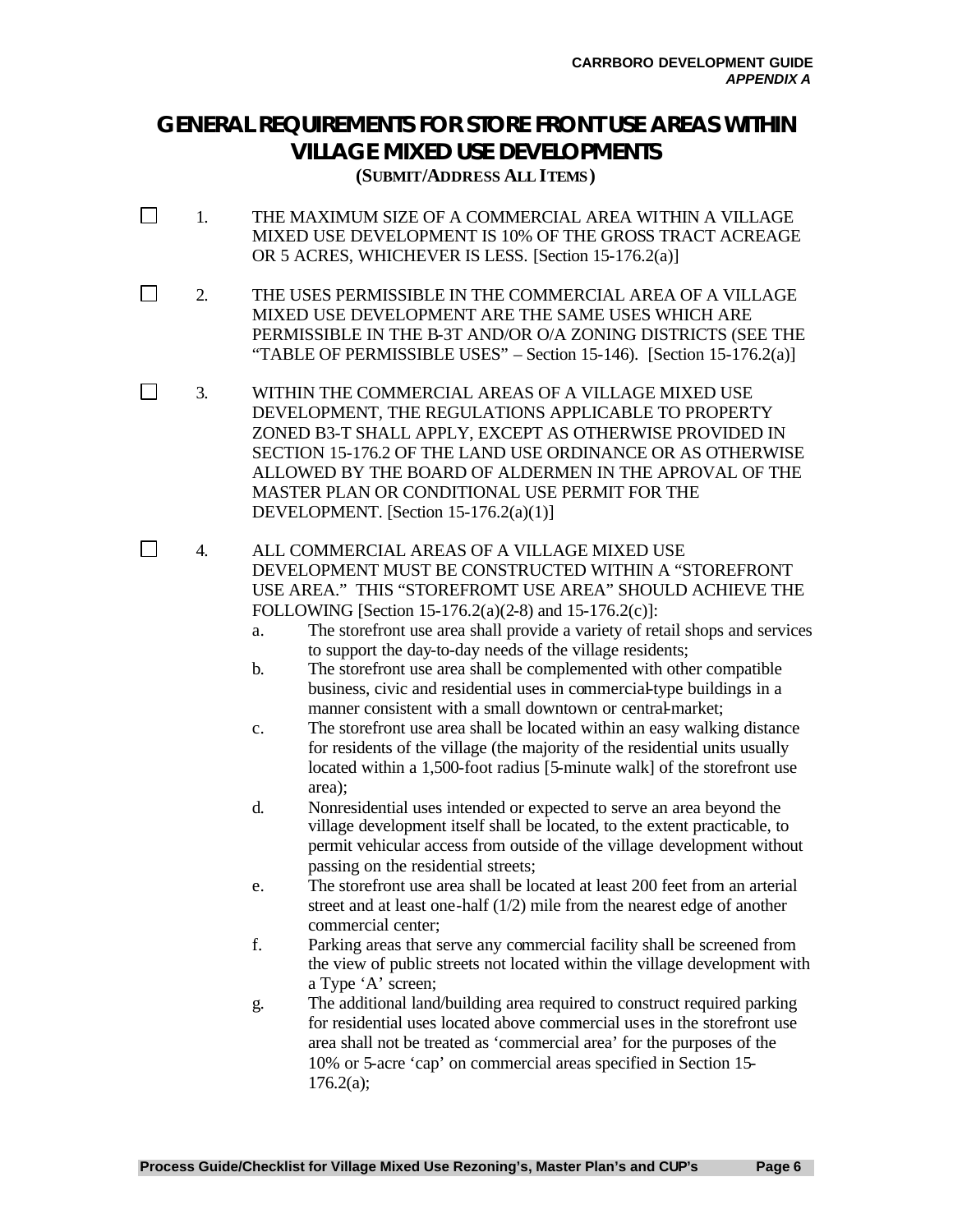# GENERAL REQUIREMENTS FOR STORE FRONT USE AREAS WITHIN VILLAGE MIXED USE DEVELOPMENTS

**(SUBMIT/ADDRESS ALL ITEMS)**

☐ 1. THE MAXIMUM SIZE OF A COMMERCIAL AREA WITHIN A VILLAGE MIXED USE DEVELOPMENT IS 10% OF THE GROSS TRACT ACREAGE OR 5 ACRES, WHICHEVER IS LESS. [Section 15-176.2(a)]

☐ 2. THE USES PERMISSIBLE IN THE COMMERCIAL AREA OF A VILLAGE MIXED USE DEVELOPMENT ARE THE SAME USES WHICH ARE PERMISSIBLE IN THE B-3T AND/OR O/A ZONING DISTRICTS (SEE THE "TABLE OF PERMISSIBLE USES" – Section 15-146). [Section 15-176.2(a)]

☐ 3. WITHIN THE COMMERCIAL AREAS OF A VILLAGE MIXED USE DEVELOPMENT, THE REGULATIONS APPLICABLE TO PROPERTY ZONED B3-T SHALL APPLY, EXCEPT AS OTHERWISE PROVIDED IN SECTION 15-176.2 OF THE LAND USE ORDINANCE OR AS OTHERWISE ALLOWED BY THE BOARD OF ALDERMEN IN THE APROVAL OF THE MASTER PLAN OR CONDITIONAL USE PERMIT FOR THE DEVELOPMENT. [Section 15-176.2(a)(1)]

☐ 4. ALL COMMERCIAL AREAS OF A VILLAGE MIXED USE DEVELOPMENT MUST BE CONSTRUCTED WITHIN A "STOREFRONT USE AREA." THIS "STOREFROMT USE AREA" SHOULD ACHIEVE THE FOLLOWING [Section 15-176.2(a)(2-8) and 15-176.2(c)]:

   a. The storefront use area shall provide a variety of retail shops and services to support the day-to-day needs of the village residents;
   b. The storefront use area shall be complemented with other compatible business, civic and residential uses in commercial-type buildings in a manner consistent with a small downtown or central-market;
   c. The storefront use area shall be located within an easy walking distance for residents of the village (the majority of the residential units usually located within a 1,500-foot radius [5-minute walk] of the storefront use area);
   d. Nonresidential uses intended or expected to serve an area beyond the village development itself shall be located, to the extent practicable, to permit vehicular access from outside of the village development without passing on the residential streets;
   e. The storefront use area shall be located at least 200 feet from an arterial street and at least one-half (1/2) mile from the nearest edge of another commercial center;
   f. Parking areas that serve any commercial facility shall be screened from the view of public streets not located within the village development with a Type 'A' screen;
   g. The additional land/building area required to construct required parking for residential uses located above commercial uses in the storefront use area shall not be treated as 'commercial area' for the purposes of the 10% or 5-acre 'cap' on commercial areas specified in Section 15-176.2(a);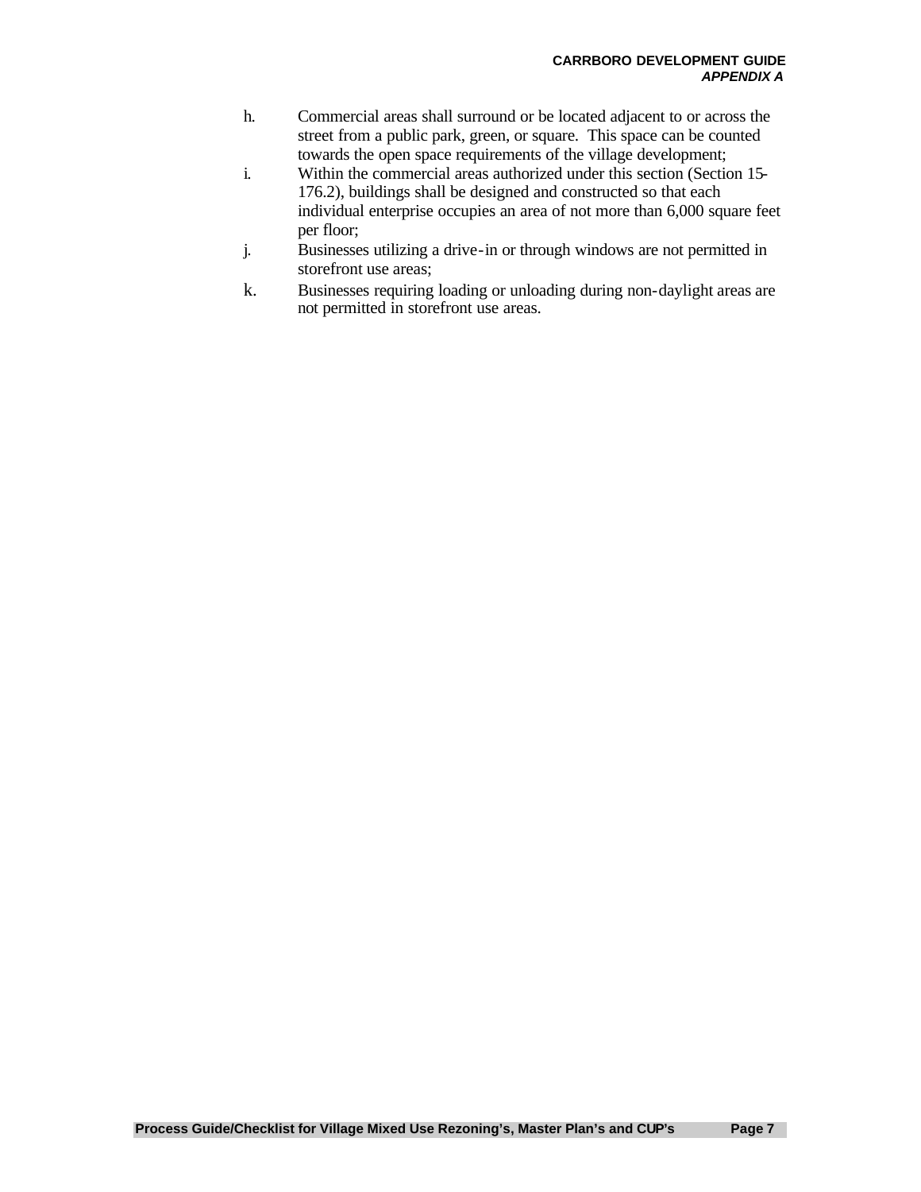h. Commercial areas shall surround or be located adjacent to or across the street from a public park, green, or square. This space can be counted towards the open space requirements of the village development;

i. Within the commercial areas authorized under this section (Section 15-176.2), buildings shall be designed and constructed so that each individual enterprise occupies an area of not more than 6,000 square feet per floor;

j. Businesses utilizing a drive-in or through windows are not permitted in storefront use areas;

k. Businesses requiring loading or unloading during non-daylight areas are not permitted in storefront use areas.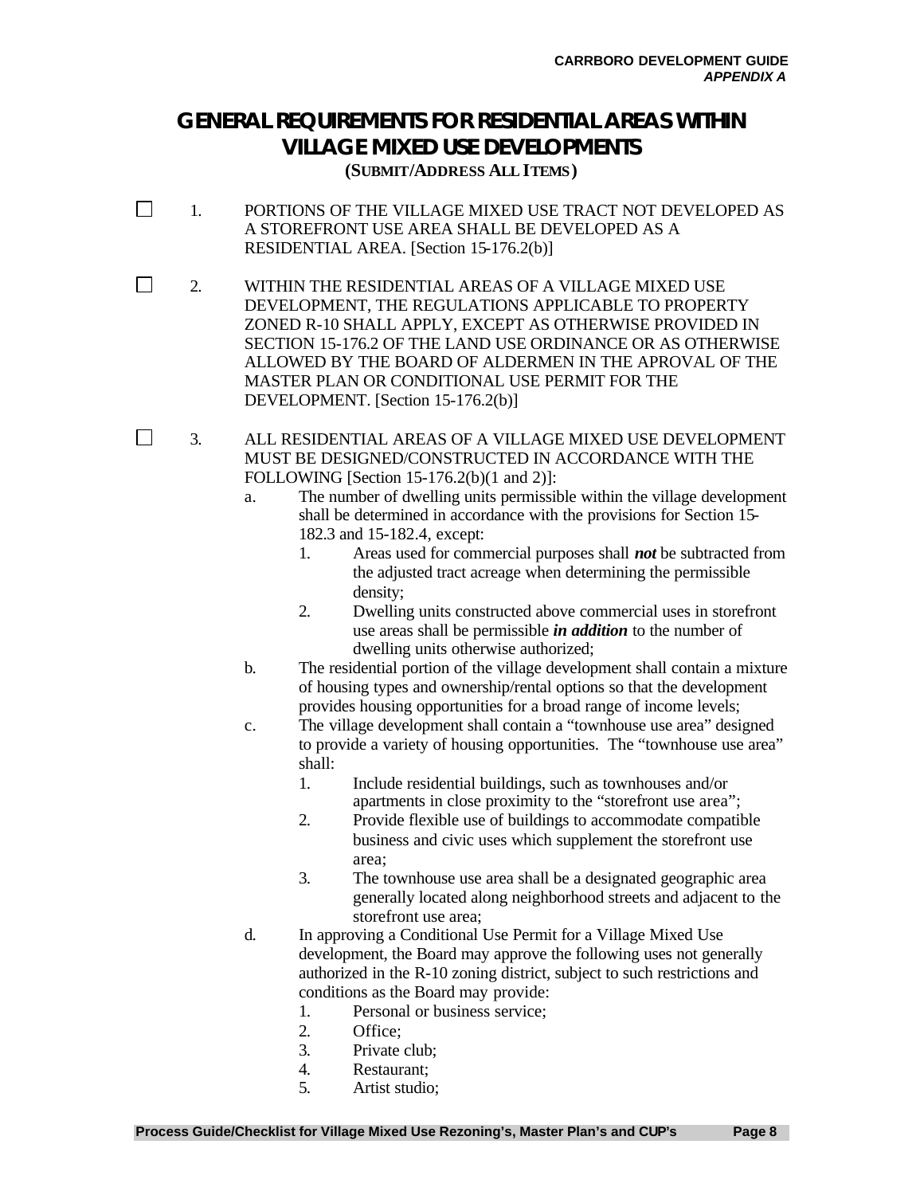# GENERAL REQUIREMENTS FOR RESIDENTIAL AREAS WITHIN VILLAGE MIXED USE DEVELOPMENTS

**(SUBMIT/ADDRESS ALL ITEMS)**

☐ 1. PORTIONS OF THE VILLAGE MIXED USE TRACT NOT DEVELOPED AS A STOREFRONT USE AREA SHALL BE DEVELOPED AS A RESIDENTIAL AREA. [Section 15-176.2(b)]

☐ 2. WITHIN THE RESIDENTIAL AREAS OF A VILLAGE MIXED USE DEVELOPMENT, THE REGULATIONS APPLICABLE TO PROPERTY ZONED R-10 SHALL APPLY, EXCEPT AS OTHERWISE PROVIDED IN SECTION 15-176.2 OF THE LAND USE ORDINANCE OR AS OTHERWISE ALLOWED BY THE BOARD OF ALDERMEN IN THE APROVAL OF THE MASTER PLAN OR CONDITIONAL USE PERMIT FOR THE DEVELOPMENT. [Section 15-176.2(b)]

☐ 3. ALL RESIDENTIAL AREAS OF A VILLAGE MIXED USE DEVELOPMENT MUST BE DESIGNED/CONSTRUCTED IN ACCORDANCE WITH THE FOLLOWING [Section 15-176.2(b)(1 and 2)]:

   a. The number of dwelling units permissible within the village development shall be determined in accordance with the provisions for Section 15-182.3 and 15-182.4, except:
      1. Areas used for commercial purposes shall ***not*** be subtracted from the adjusted tract acreage when determining the permissible density;
      2. Dwelling units constructed above commercial uses in storefront use areas shall be permissible ***in addition*** to the number of dwelling units otherwise authorized;

   b. The residential portion of the village development shall contain a mixture of housing types and ownership/rental options so that the development provides housing opportunities for a broad range of income levels;

   c. The village development shall contain a "townhouse use area" designed to provide a variety of housing opportunities. The "townhouse use area" shall:
      1. Include residential buildings, such as townhouses and/or apartments in close proximity to the "storefront use area";
      2. Provide flexible use of buildings to accommodate compatible business and civic uses which supplement the storefront use area;
      3. The townhouse use area shall be a designated geographic area generally located along neighborhood streets and adjacent to the storefront use area;

   d. In approving a Conditional Use Permit for a Village Mixed Use development, the Board may approve the following uses not generally authorized in the R-10 zoning district, subject to such restrictions and conditions as the Board may provide:
      1. Personal or business service;
      2. Office;
      3. Private club;
      4. Restaurant;
      5. Artist studio;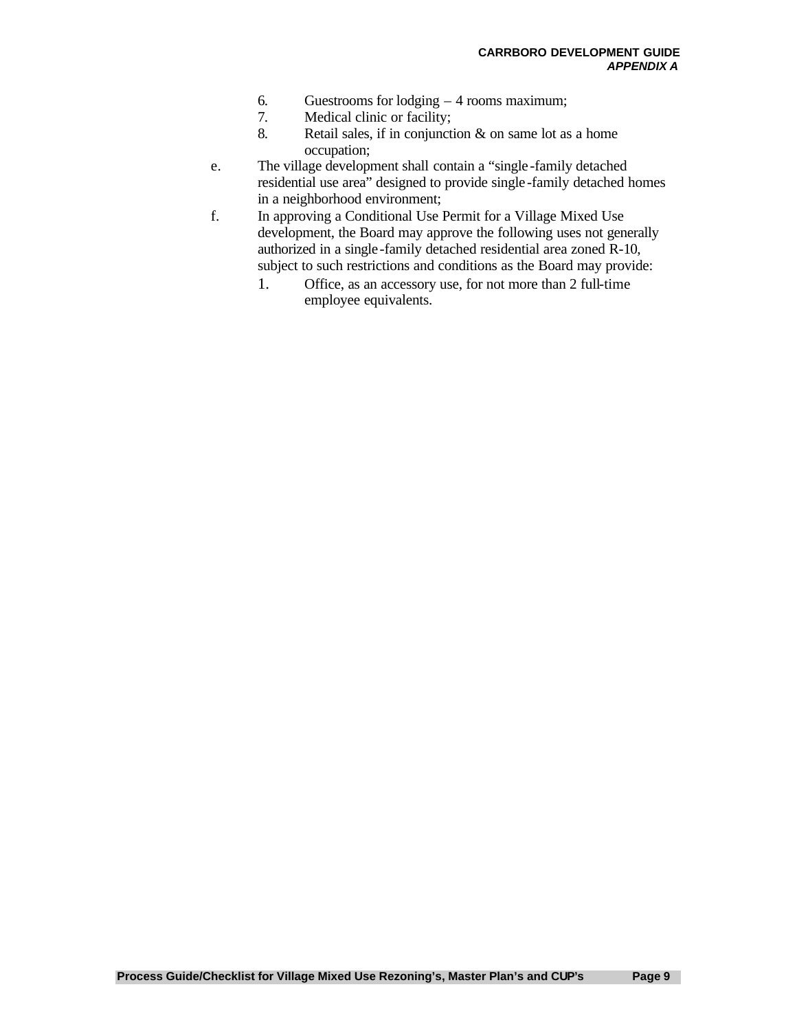6. Guestrooms for lodging – 4 rooms maximum;
7. Medical clinic or facility;
8. Retail sales, if in conjunction & on same lot as a home occupation;

e. The village development shall contain a "single-family detached residential use area" designed to provide single-family detached homes in a neighborhood environment;

f. In approving a Conditional Use Permit for a Village Mixed Use development, the Board may approve the following uses not generally authorized in a single-family detached residential area zoned R-10, subject to such restrictions and conditions as the Board may provide:

1. Office, as an accessory use, for not more than 2 full-time employee equivalents.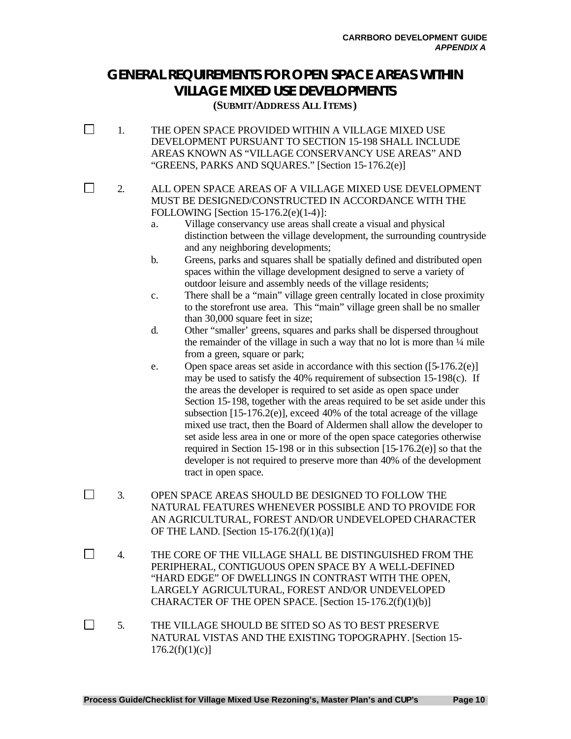# GENERAL REQUIREMENTS FOR OPEN SPACE AREAS WITHIN VILLAGE MIXED USE DEVELOPMENTS

**(SUBMIT/ADDRESS ALL ITEMS)**

☐ 1. THE OPEN SPACE PROVIDED WITHIN A VILLAGE MIXED USE DEVELOPMENT PURSUANT TO SECTION 15-198 SHALL INCLUDE AREAS KNOWN AS "VILLAGE CONSERVANCY USE AREAS" AND "GREENS, PARKS AND SQUARES." [Section 15-176.2(e)]

☐ 2. ALL OPEN SPACE AREAS OF A VILLAGE MIXED USE DEVELOPMENT MUST BE DESIGNED/CONSTRUCTED IN ACCORDANCE WITH THE FOLLOWING [Section 15-176.2(e)(1-4)]:

   a. Village conservancy use areas shall create a visual and physical distinction between the village development, the surrounding countryside and any neighboring developments;

   b. Greens, parks and squares shall be spatially defined and distributed open spaces within the village development designed to serve a variety of outdoor leisure and assembly needs of the village residents;

   c. There shall be a "main" village green centrally located in close proximity to the storefront use area. This "main" village green shall be no smaller than 30,000 square feet in size;

   d. Other "smaller' greens, squares and parks shall be dispersed throughout the remainder of the village in such a way that no lot is more than ¼ mile from a green, square or park;

   e. Open space areas set aside in accordance with this section ([5-176.2(e)] may be used to satisfy the 40% requirement of subsection 15-198(c). If the areas the developer is required to set aside as open space under Section 15-198, together with the areas required to be set aside under this subsection [15-176.2(e)], exceed 40% of the total acreage of the village mixed use tract, then the Board of Aldermen shall allow the developer to set aside less area in one or more of the open space categories otherwise required in Section 15-198 or in this subsection [15-176.2(e)] so that the developer is not required to preserve more than 40% of the development tract in open space.

☐ 3. OPEN SPACE AREAS SHOULD BE DESIGNED TO FOLLOW THE NATURAL FEATURES WHENEVER POSSIBLE AND TO PROVIDE FOR AN AGRICULTURAL, FOREST AND/OR UNDEVELOPED CHARACTER OF THE LAND. [Section 15-176.2(f)(1)(a)]

☐ 4. THE CORE OF THE VILLAGE SHALL BE DISTINGUISHED FROM THE PERIPHERAL, CONTIGUOUS OPEN SPACE BY A WELL-DEFINED "HARD EDGE" OF DWELLINGS IN CONTRAST WITH THE OPEN, LARGELY AGRICULTURAL, FOREST AND/OR UNDEVELOPED CHARACTER OF THE OPEN SPACE. [Section 15-176.2(f)(1)(b)]

☐ 5. THE VILLAGE SHOULD BE SITED SO AS TO BEST PRESERVE NATURAL VISTAS AND THE EXISTING TOPOGRAPHY. [Section 15-176.2(f)(1)(c)]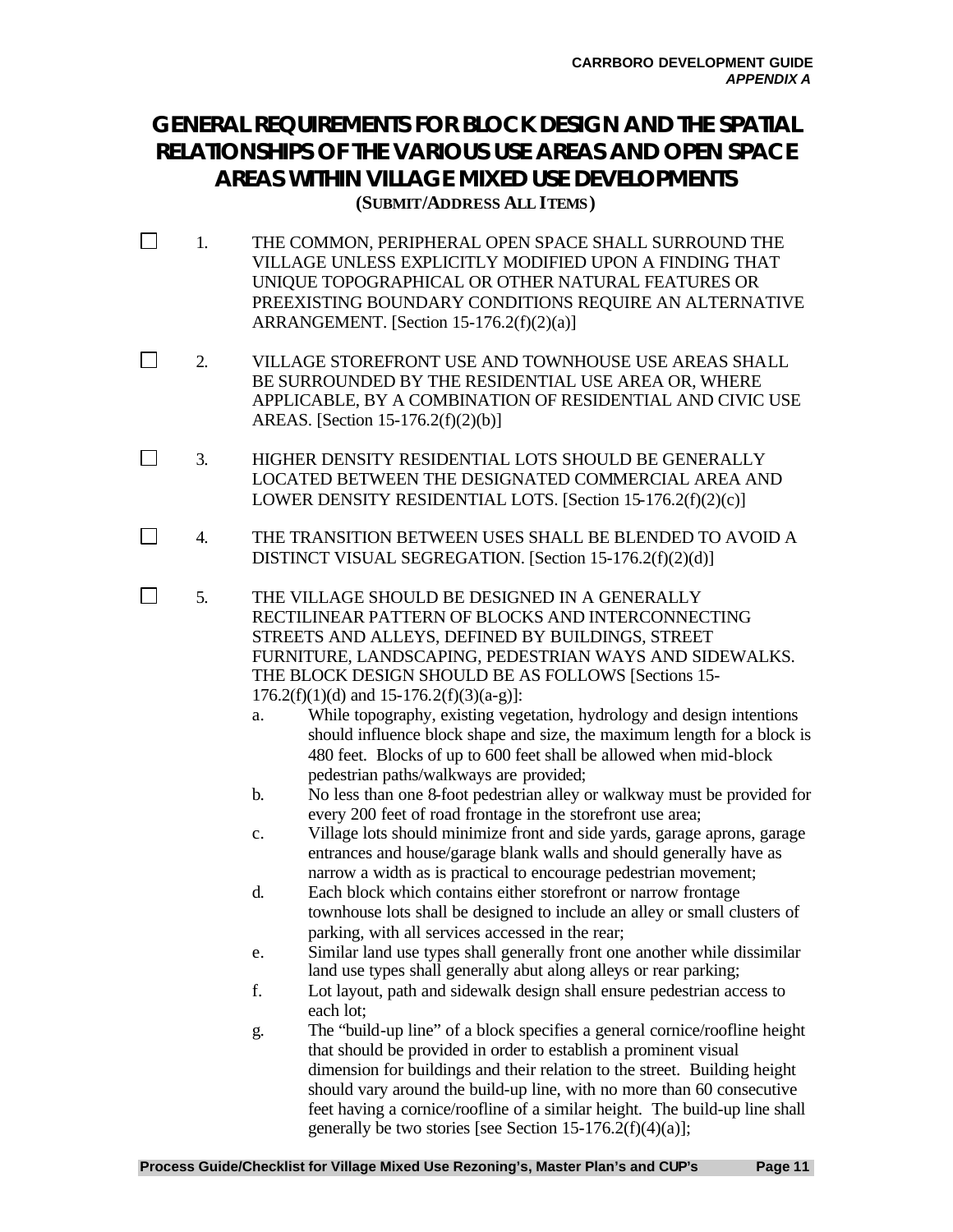# GENERAL REQUIREMENTS FOR BLOCK DESIGN AND THE SPATIAL RELATIONSHIPS OF THE VARIOUS USE AREAS AND OPEN SPACE AREAS WITHIN VILLAGE MIXED USE DEVELOPMENTS

**(SUBMIT/ADDRESS ALL ITEMS)**

☐ 1. THE COMMON, PERIPHERAL OPEN SPACE SHALL SURROUND THE VILLAGE UNLESS EXPLICITLY MODIFIED UPON A FINDING THAT UNIQUE TOPOGRAPHICAL OR OTHER NATURAL FEATURES OR PREEXISTING BOUNDARY CONDITIONS REQUIRE AN ALTERNATIVE ARRANGEMENT. [Section 15-176.2(f)(2)(a)]

☐ 2. VILLAGE STOREFRONT USE AND TOWNHOUSE USE AREAS SHALL BE SURROUNDED BY THE RESIDENTIAL USE AREA OR, WHERE APPLICABLE, BY A COMBINATION OF RESIDENTIAL AND CIVIC USE AREAS. [Section 15-176.2(f)(2)(b)]

☐ 3. HIGHER DENSITY RESIDENTIAL LOTS SHOULD BE GENERALLY LOCATED BETWEEN THE DESIGNATED COMMERCIAL AREA AND LOWER DENSITY RESIDENTIAL LOTS. [Section 15-176.2(f)(2)(c)]

☐ 4. THE TRANSITION BETWEEN USES SHALL BE BLENDED TO AVOID A DISTINCT VISUAL SEGREGATION. [Section 15-176.2(f)(2)(d)]

☐ 5. THE VILLAGE SHOULD BE DESIGNED IN A GENERALLY RECTILINEAR PATTERN OF BLOCKS AND INTERCONNECTING STREETS AND ALLEYS, DEFINED BY BUILDINGS, STREET FURNITURE, LANDSCAPING, PEDESTRIAN WAYS AND SIDEWALKS. THE BLOCK DESIGN SHOULD BE AS FOLLOWS [Sections 15-176.2(f)(1)(d) and 15-176.2(f)(3)(a-g)]:

   a. While topography, existing vegetation, hydrology and design intentions should influence block shape and size, the maximum length for a block is 480 feet. Blocks of up to 600 feet shall be allowed when mid-block pedestrian paths/walkways are provided;

   b. No less than one 8-foot pedestrian alley or walkway must be provided for every 200 feet of road frontage in the storefront use area;

   c. Village lots should minimize front and side yards, garage aprons, garage entrances and house/garage blank walls and should generally have as narrow a width as is practical to encourage pedestrian movement;

   d. Each block which contains either storefront or narrow frontage townhouse lots shall be designed to include an alley or small clusters of parking, with all services accessed in the rear;

   e. Similar land use types shall generally front one another while dissimilar land use types shall generally abut along alleys or rear parking;

   f. Lot layout, path and sidewalk design shall ensure pedestrian access to each lot;

   g. The "build-up line" of a block specifies a general cornice/roofline height that should be provided in order to establish a prominent visual dimension for buildings and their relation to the street. Building height should vary around the build-up line, with no more than 60 consecutive feet having a cornice/roofline of a similar height. The build-up line shall generally be two stories [see Section 15-176.2(f)(4)(a)];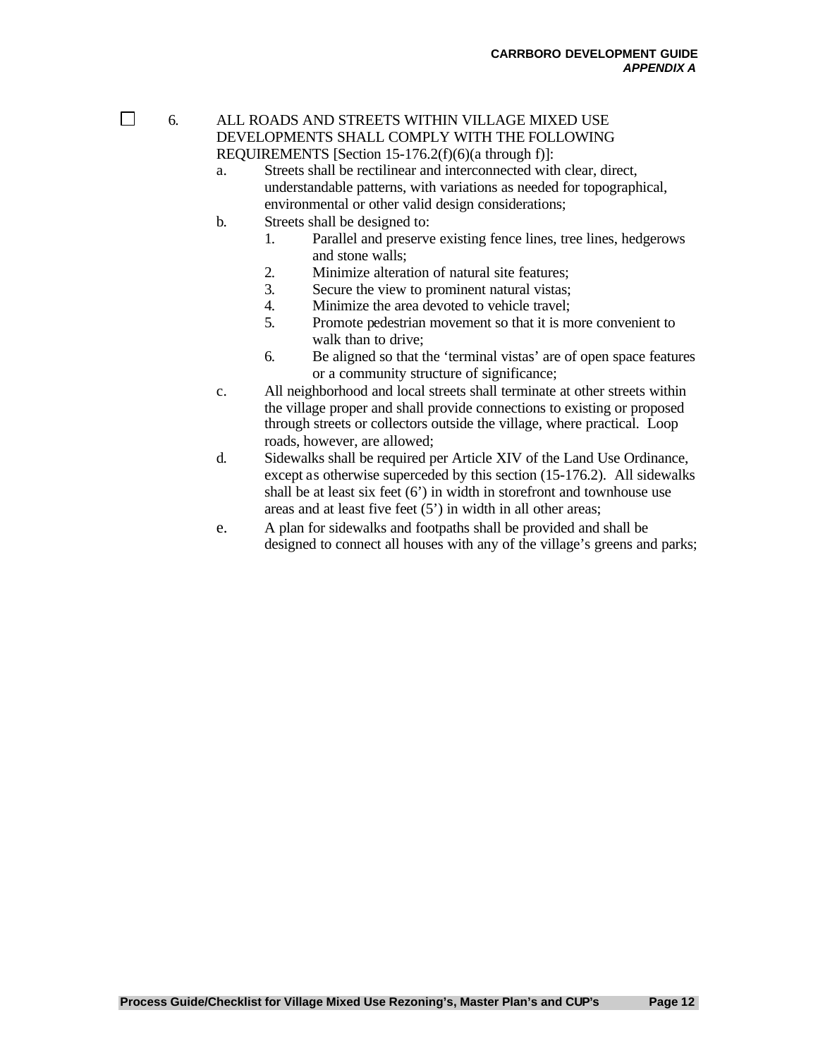☐ 6. ALL ROADS AND STREETS WITHIN VILLAGE MIXED USE DEVELOPMENTS SHALL COMPLY WITH THE FOLLOWING REQUIREMENTS [Section 15-176.2(f)(6)(a through f)]:

   a. Streets shall be rectilinear and interconnected with clear, direct, understandable patterns, with variations as needed for topographical, environmental or other valid design considerations;

   b. Streets shall be designed to:
      1. Parallel and preserve existing fence lines, tree lines, hedgerows and stone walls;
      2. Minimize alteration of natural site features;
      3. Secure the view to prominent natural vistas;
      4. Minimize the area devoted to vehicle travel;
      5. Promote pedestrian movement so that it is more convenient to walk than to drive;
      6. Be aligned so that the 'terminal vistas' are of open space features or a community structure of significance;

   c. All neighborhood and local streets shall terminate at other streets within the village proper and shall provide connections to existing or proposed through streets or collectors outside the village, where practical. Loop roads, however, are allowed;

   d. Sidewalks shall be required per Article XIV of the Land Use Ordinance, except as otherwise superceded by this section (15-176.2). All sidewalks shall be at least six feet (6') in width in storefront and townhouse use areas and at least five feet (5') in width in all other areas;

   e. A plan for sidewalks and footpaths shall be provided and shall be designed to connect all houses with any of the village's greens and parks;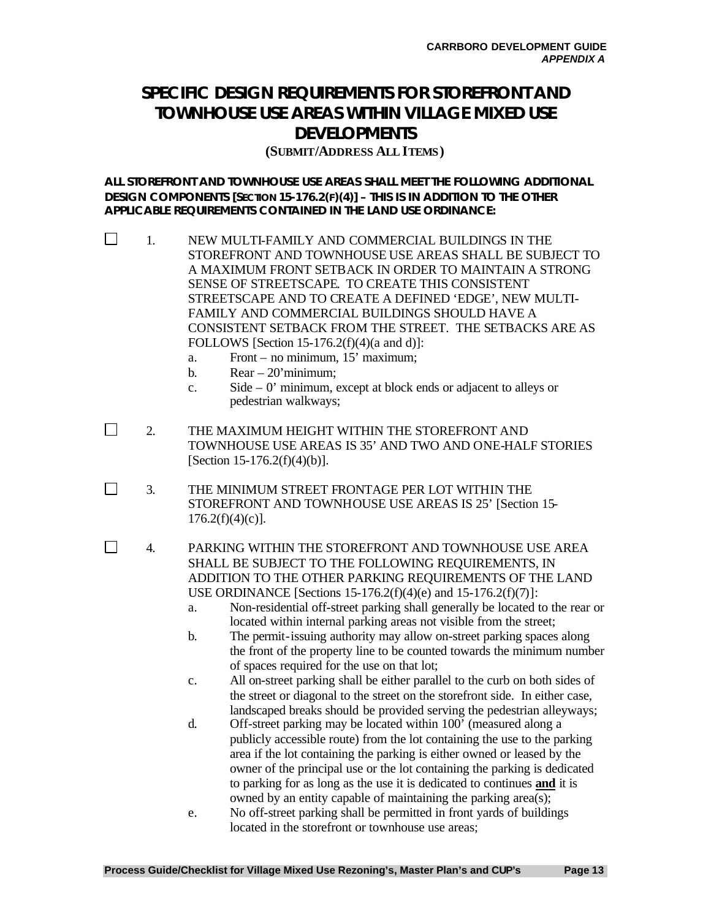# SPECIFIC DESIGN REQUIREMENTS FOR STOREFRONT AND TOWNHOUSE USE AREAS WITHIN VILLAGE MIXED USE DEVELOPMENTS

**(SUBMIT/ADDRESS ALL ITEMS)**

**ALL STOREFRONT AND TOWNHOUSE USE AREAS SHALL MEET THE FOLLOWING ADDITIONAL DESIGN COMPONENTS [SECTION 15-176.2(F)(4)] – THIS IS IN ADDITION TO THE OTHER APPLICABLE REQUIREMENTS CONTAINED IN THE LAND USE ORDINANCE:**

☐ 1. NEW MULTI-FAMILY AND COMMERCIAL BUILDINGS IN THE STOREFRONT AND TOWNHOUSE USE AREAS SHALL BE SUBJECT TO A MAXIMUM FRONT SETBACK IN ORDER TO MAINTAIN A STRONG SENSE OF STREETSCAPE. TO CREATE THIS CONSISTENT STREETSCAPE AND TO CREATE A DEFINED 'EDGE', NEW MULTI-FAMILY AND COMMERCIAL BUILDINGS SHOULD HAVE A CONSISTENT SETBACK FROM THE STREET. THE SETBACKS ARE AS FOLLOWS [Section 15-176.2(f)(4)(a and d)]:

   a. Front – no minimum, 15' maximum;
   b. Rear – 20'minimum;
   c. Side – 0' minimum, except at block ends or adjacent to alleys or pedestrian walkways;

☐ 2. THE MAXIMUM HEIGHT WITHIN THE STOREFRONT AND TOWNHOUSE USE AREAS IS 35' AND TWO AND ONE-HALF STORIES [Section 15-176.2(f)(4)(b)].

☐ 3. THE MINIMUM STREET FRONTAGE PER LOT WITHIN THE STOREFRONT AND TOWNHOUSE USE AREAS IS 25' [Section 15-176.2(f)(4)(c)].

☐ 4. PARKING WITHIN THE STOREFRONT AND TOWNHOUSE USE AREA SHALL BE SUBJECT TO THE FOLLOWING REQUIREMENTS, IN ADDITION TO THE OTHER PARKING REQUIREMENTS OF THE LAND USE ORDINANCE [Sections 15-176.2(f)(4)(e) and 15-176.2(f)(7)]:

   a. Non-residential off-street parking shall generally be located to the rear or located within internal parking areas not visible from the street;
   b. The permit-issuing authority may allow on-street parking spaces along the front of the property line to be counted towards the minimum number of spaces required for the use on that lot;
   c. All on-street parking shall be either parallel to the curb on both sides of the street or diagonal to the street on the storefront side. In either case, landscaped breaks should be provided serving the pedestrian alleyways;
   d. Off-street parking may be located within 100' (measured along a publicly accessible route) from the lot containing the use to the parking area if the lot containing the parking is either owned or leased by the owner of the principal use or the lot containing the parking is dedicated to parking for as long as the use it is dedicated to continues **and** it is owned by an entity capable of maintaining the parking area(s);
   e. No off-street parking shall be permitted in front yards of buildings located in the storefront or townhouse use areas;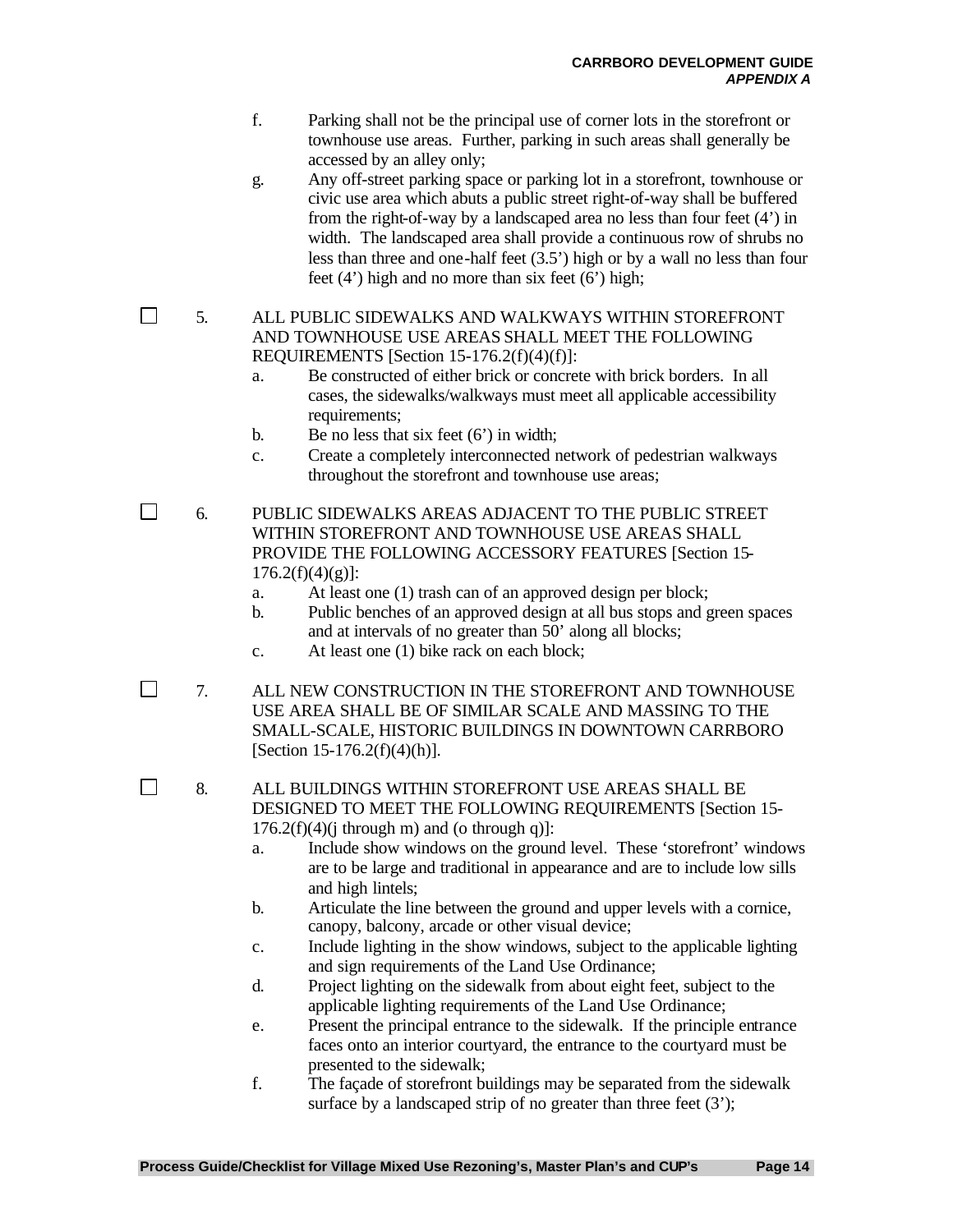f. Parking shall not be the principal use of corner lots in the storefront or townhouse use areas. Further, parking in such areas shall generally be accessed by an alley only;

g. Any off-street parking space or parking lot in a storefront, townhouse or civic use area which abuts a public street right-of-way shall be buffered from the right-of-way by a landscaped area no less than four feet (4') in width. The landscaped area shall provide a continuous row of shrubs no less than three and one-half feet (3.5') high or by a wall no less than four feet (4') high and no more than six feet (6') high;

☐ 5. ALL PUBLIC SIDEWALKS AND WALKWAYS WITHIN STOREFRONT AND TOWNHOUSE USE AREAS SHALL MEET THE FOLLOWING REQUIREMENTS [Section 15-176.2(f)(4)(f)]:

a. Be constructed of either brick or concrete with brick borders. In all cases, the sidewalks/walkways must meet all applicable accessibility requirements;

b. Be no less that six feet (6') in width;

c. Create a completely interconnected network of pedestrian walkways throughout the storefront and townhouse use areas;

☐ 6. PUBLIC SIDEWALKS AREAS ADJACENT TO THE PUBLIC STREET WITHIN STOREFRONT AND TOWNHOUSE USE AREAS SHALL PROVIDE THE FOLLOWING ACCESSORY FEATURES [Section 15-176.2(f)(4)(g)]:

a. At least one (1) trash can of an approved design per block;

b. Public benches of an approved design at all bus stops and green spaces and at intervals of no greater than 50' along all blocks;

c. At least one (1) bike rack on each block;

☐ 7. ALL NEW CONSTRUCTION IN THE STOREFRONT AND TOWNHOUSE USE AREA SHALL BE OF SIMILAR SCALE AND MASSING TO THE SMALL-SCALE, HISTORIC BUILDINGS IN DOWNTOWN CARRBORO [Section 15-176.2(f)(4)(h)].

☐ 8. ALL BUILDINGS WITHIN STOREFRONT USE AREAS SHALL BE DESIGNED TO MEET THE FOLLOWING REQUIREMENTS [Section 15-176.2(f)(4)(j through m) and (o through q)]:

a. Include show windows on the ground level. These 'storefront' windows are to be large and traditional in appearance and are to include low sills and high lintels;

b. Articulate the line between the ground and upper levels with a cornice, canopy, balcony, arcade or other visual device;

c. Include lighting in the show windows, subject to the applicable lighting and sign requirements of the Land Use Ordinance;

d. Project lighting on the sidewalk from about eight feet, subject to the applicable lighting requirements of the Land Use Ordinance;

e. Present the principal entrance to the sidewalk. If the principle entrance faces onto an interior courtyard, the entrance to the courtyard must be presented to the sidewalk;

f. The façade of storefront buildings may be separated from the sidewalk surface by a landscaped strip of no greater than three feet (3');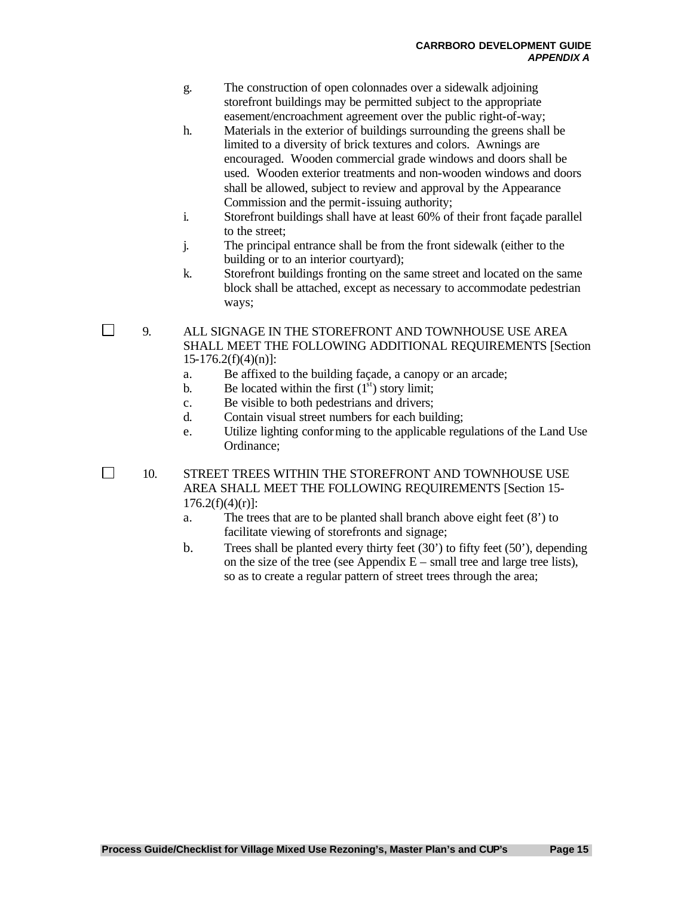g. The construction of open colonnades over a sidewalk adjoining storefront buildings may be permitted subject to the appropriate easement/encroachment agreement over the public right-of-way;

h. Materials in the exterior of buildings surrounding the greens shall be limited to a diversity of brick textures and colors. Awnings are encouraged. Wooden commercial grade windows and doors shall be used. Wooden exterior treatments and non-wooden windows and doors shall be allowed, subject to review and approval by the Appearance Commission and the permit-issuing authority;

i. Storefront buildings shall have at least 60% of their front façade parallel to the street;

j. The principal entrance shall be from the front sidewalk (either to the building or to an interior courtyard);

k. Storefront buildings fronting on the same street and located on the same block shall be attached, except as necessary to accommodate pedestrian ways;

☐ 9. ALL SIGNAGE IN THE STOREFRONT AND TOWNHOUSE USE AREA SHALL MEET THE FOLLOWING ADDITIONAL REQUIREMENTS [Section 15-176.2(f)(4)(n)]:

a. Be affixed to the building façade, a canopy or an arcade;

b. Be located within the first (1st) story limit;

c. Be visible to both pedestrians and drivers;

d. Contain visual street numbers for each building;

e. Utilize lighting conforming to the applicable regulations of the Land Use Ordinance;

☐ 10. STREET TREES WITHIN THE STOREFRONT AND TOWNHOUSE USE AREA SHALL MEET THE FOLLOWING REQUIREMENTS [Section 15-176.2(f)(4)(r)]:

a. The trees that are to be planted shall branch above eight feet (8') to facilitate viewing of storefronts and signage;

b. Trees shall be planted every thirty feet (30') to fifty feet (50'), depending on the size of the tree (see Appendix E – small tree and large tree lists), so as to create a regular pattern of street trees through the area;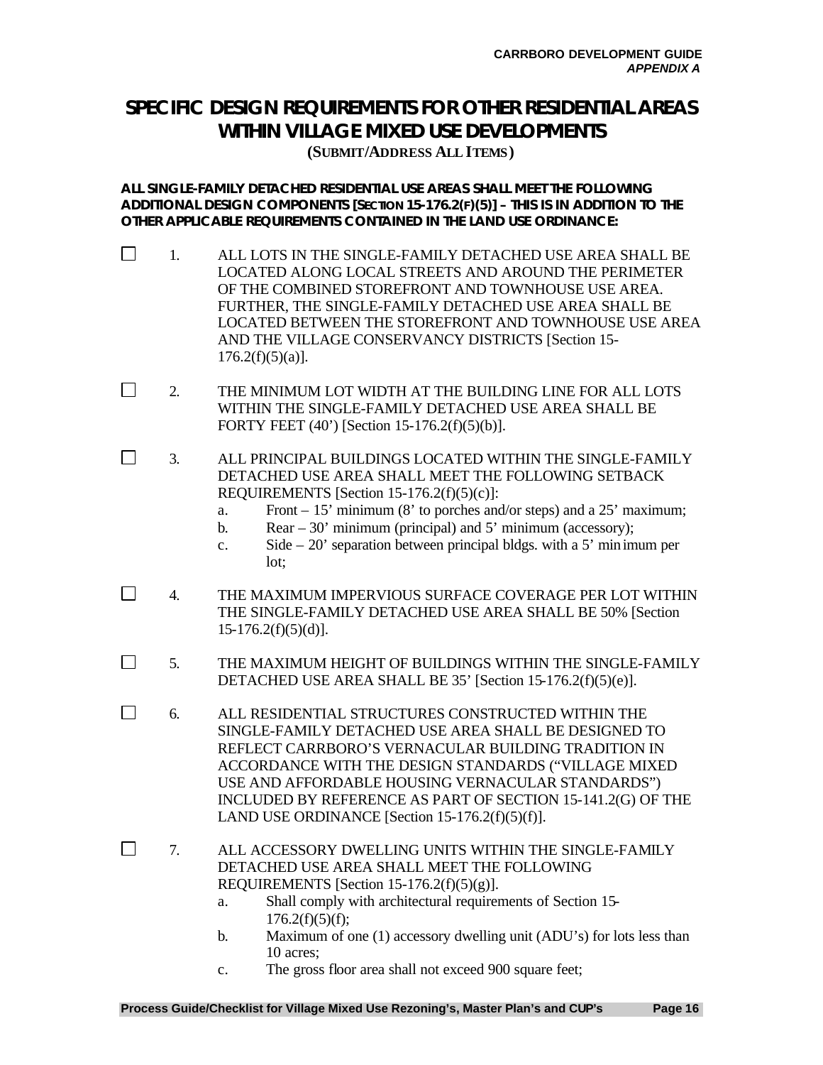# SPECIFIC DESIGN REQUIREMENTS FOR OTHER RESIDENTIAL AREAS WITHIN VILLAGE MIXED USE DEVELOPMENTS

**(SUBMIT/ADDRESS ALL ITEMS)**

**ALL SINGLE-FAMILY DETACHED RESIDENTIAL USE AREAS SHALL MEET THE FOLLOWING ADDITIONAL DESIGN COMPONENTS [SECTION 15-176.2(F)(5)] – THIS IS IN ADDITION TO THE OTHER APPLICABLE REQUIREMENTS CONTAINED IN THE LAND USE ORDINANCE:**

☐ 1. ALL LOTS IN THE SINGLE-FAMILY DETACHED USE AREA SHALL BE LOCATED ALONG LOCAL STREETS AND AROUND THE PERIMETER OF THE COMBINED STOREFRONT AND TOWNHOUSE USE AREA. FURTHER, THE SINGLE-FAMILY DETACHED USE AREA SHALL BE LOCATED BETWEEN THE STOREFRONT AND TOWNHOUSE USE AREA AND THE VILLAGE CONSERVANCY DISTRICTS [Section 15-176.2(f)(5)(a)].

☐ 2. THE MINIMUM LOT WIDTH AT THE BUILDING LINE FOR ALL LOTS WITHIN THE SINGLE-FAMILY DETACHED USE AREA SHALL BE FORTY FEET (40') [Section 15-176.2(f)(5)(b)].

☐ 3. ALL PRINCIPAL BUILDINGS LOCATED WITHIN THE SINGLE-FAMILY DETACHED USE AREA SHALL MEET THE FOLLOWING SETBACK REQUIREMENTS [Section 15-176.2(f)(5)(c)]:

   a. Front – 15' minimum (8' to porches and/or steps) and a 25' maximum;
   b. Rear – 30' minimum (principal) and 5' minimum (accessory);
   c. Side – 20' separation between principal bldgs. with a 5' minimum per lot;

☐ 4. THE MAXIMUM IMPERVIOUS SURFACE COVERAGE PER LOT WITHIN THE SINGLE-FAMILY DETACHED USE AREA SHALL BE 50% [Section 15-176.2(f)(5)(d)].

☐ 5. THE MAXIMUM HEIGHT OF BUILDINGS WITHIN THE SINGLE-FAMILY DETACHED USE AREA SHALL BE 35' [Section 15-176.2(f)(5)(e)].

☐ 6. ALL RESIDENTIAL STRUCTURES CONSTRUCTED WITHIN THE SINGLE-FAMILY DETACHED USE AREA SHALL BE DESIGNED TO REFLECT CARRBORO'S VERNACULAR BUILDING TRADITION IN ACCORDANCE WITH THE DESIGN STANDARDS ("VILLAGE MIXED USE AND AFFORDABLE HOUSING VERNACULAR STANDARDS") INCLUDED BY REFERENCE AS PART OF SECTION 15-141.2(G) OF THE LAND USE ORDINANCE [Section 15-176.2(f)(5)(f)].

☐ 7. ALL ACCESSORY DWELLING UNITS WITHIN THE SINGLE-FAMILY DETACHED USE AREA SHALL MEET THE FOLLOWING REQUIREMENTS [Section 15-176.2(f)(5)(g)].

   a. Shall comply with architectural requirements of Section 15-176.2(f)(5)(f);
   b. Maximum of one (1) accessory dwelling unit (ADU's) for lots less than 10 acres;
   c. The gross floor area shall not exceed 900 square feet;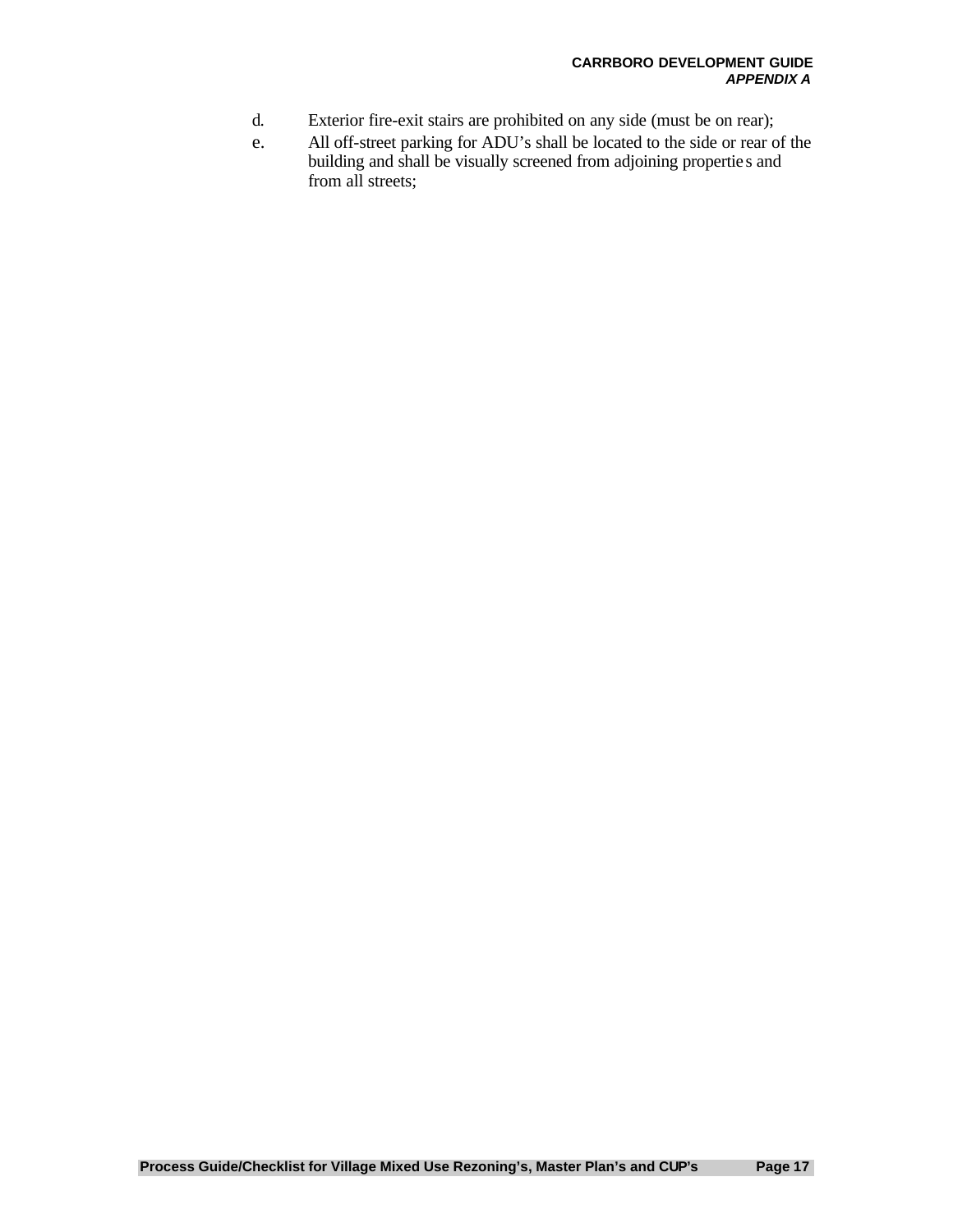d. Exterior fire-exit stairs are prohibited on any side (must be on rear);

e. All off-street parking for ADU's shall be located to the side or rear of the building and shall be visually screened from adjoining properties and from all streets;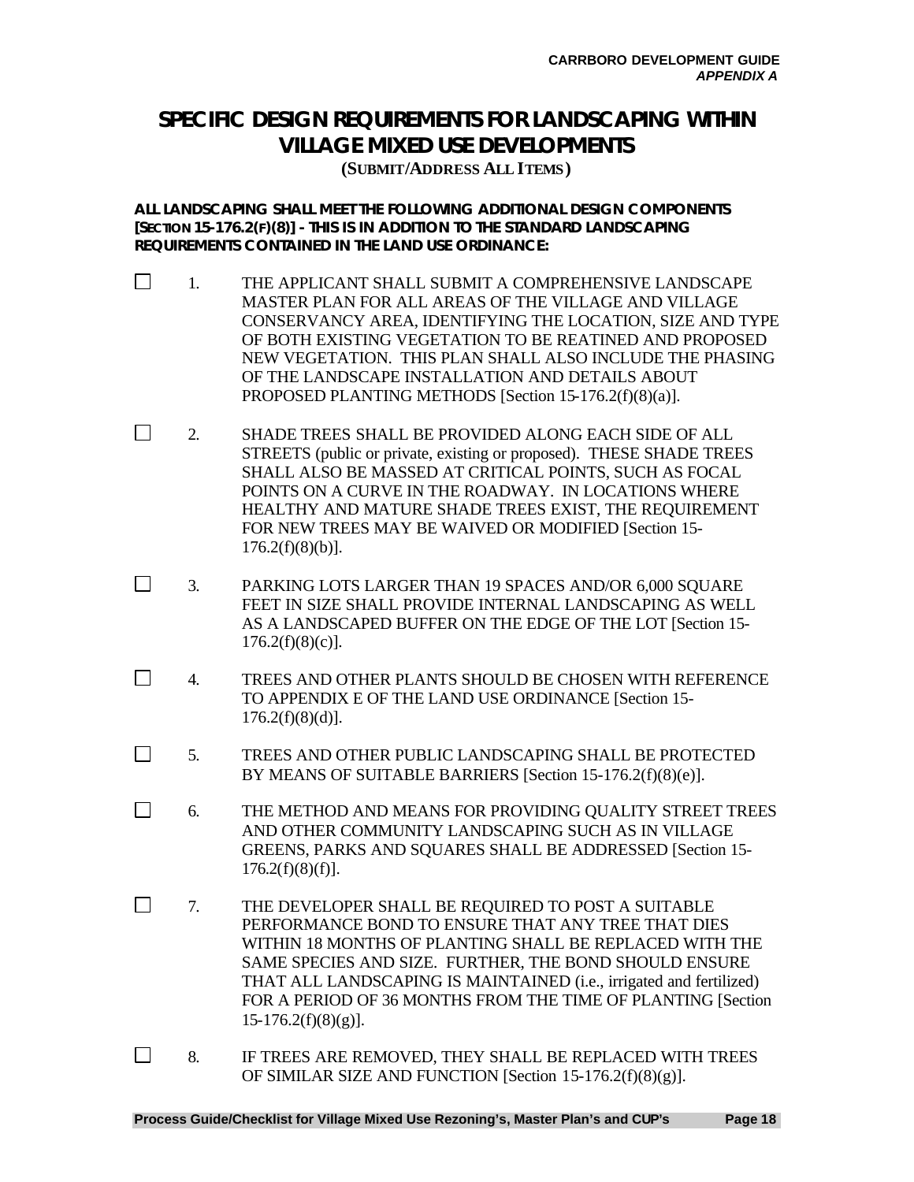# SPECIFIC DESIGN REQUIREMENTS FOR LANDSCAPING WITHIN VILLAGE MIXED USE DEVELOPMENTS

**(SUBMIT/ADDRESS ALL ITEMS)**

**ALL LANDSCAPING SHALL MEET THE FOLLOWING ADDITIONAL DESIGN COMPONENTS [SECTION 15-176.2(F)(8)] - THIS IS IN ADDITION TO THE STANDARD LANDSCAPING REQUIREMENTS CONTAINED IN THE LAND USE ORDINANCE:**

☐ 1. THE APPLICANT SHALL SUBMIT A COMPREHENSIVE LANDSCAPE MASTER PLAN FOR ALL AREAS OF THE VILLAGE AND VILLAGE CONSERVANCY AREA, IDENTIFYING THE LOCATION, SIZE AND TYPE OF BOTH EXISTING VEGETATION TO BE REATINED AND PROPOSED NEW VEGETATION. THIS PLAN SHALL ALSO INCLUDE THE PHASING OF THE LANDSCAPE INSTALLATION AND DETAILS ABOUT PROPOSED PLANTING METHODS [Section 15-176.2(f)(8)(a)].

☐ 2. SHADE TREES SHALL BE PROVIDED ALONG EACH SIDE OF ALL STREETS (public or private, existing or proposed). THESE SHADE TREES SHALL ALSO BE MASSED AT CRITICAL POINTS, SUCH AS FOCAL POINTS ON A CURVE IN THE ROADWAY. IN LOCATIONS WHERE HEALTHY AND MATURE SHADE TREES EXIST, THE REQUIREMENT FOR NEW TREES MAY BE WAIVED OR MODIFIED [Section 15-176.2(f)(8)(b)].

☐ 3. PARKING LOTS LARGER THAN 19 SPACES AND/OR 6,000 SQUARE FEET IN SIZE SHALL PROVIDE INTERNAL LANDSCAPING AS WELL AS A LANDSCAPED BUFFER ON THE EDGE OF THE LOT [Section 15-176.2(f)(8)(c)].

☐ 4. TREES AND OTHER PLANTS SHOULD BE CHOSEN WITH REFERENCE TO APPENDIX E OF THE LAND USE ORDINANCE [Section 15-176.2(f)(8)(d)].

☐ 5. TREES AND OTHER PUBLIC LANDSCAPING SHALL BE PROTECTED BY MEANS OF SUITABLE BARRIERS [Section 15-176.2(f)(8)(e)].

☐ 6. THE METHOD AND MEANS FOR PROVIDING QUALITY STREET TREES AND OTHER COMMUNITY LANDSCAPING SUCH AS IN VILLAGE GREENS, PARKS AND SQUARES SHALL BE ADDRESSED [Section 15-176.2(f)(8)(f)].

☐ 7. THE DEVELOPER SHALL BE REQUIRED TO POST A SUITABLE PERFORMANCE BOND TO ENSURE THAT ANY TREE THAT DIES WITHIN 18 MONTHS OF PLANTING SHALL BE REPLACED WITH THE SAME SPECIES AND SIZE. FURTHER, THE BOND SHOULD ENSURE THAT ALL LANDSCAPING IS MAINTAINED (i.e., irrigated and fertilized) FOR A PERIOD OF 36 MONTHS FROM THE TIME OF PLANTING [Section 15-176.2(f)(8)(g)].

☐ 8. IF TREES ARE REMOVED, THEY SHALL BE REPLACED WITH TREES OF SIMILAR SIZE AND FUNCTION [Section 15-176.2(f)(8)(g)].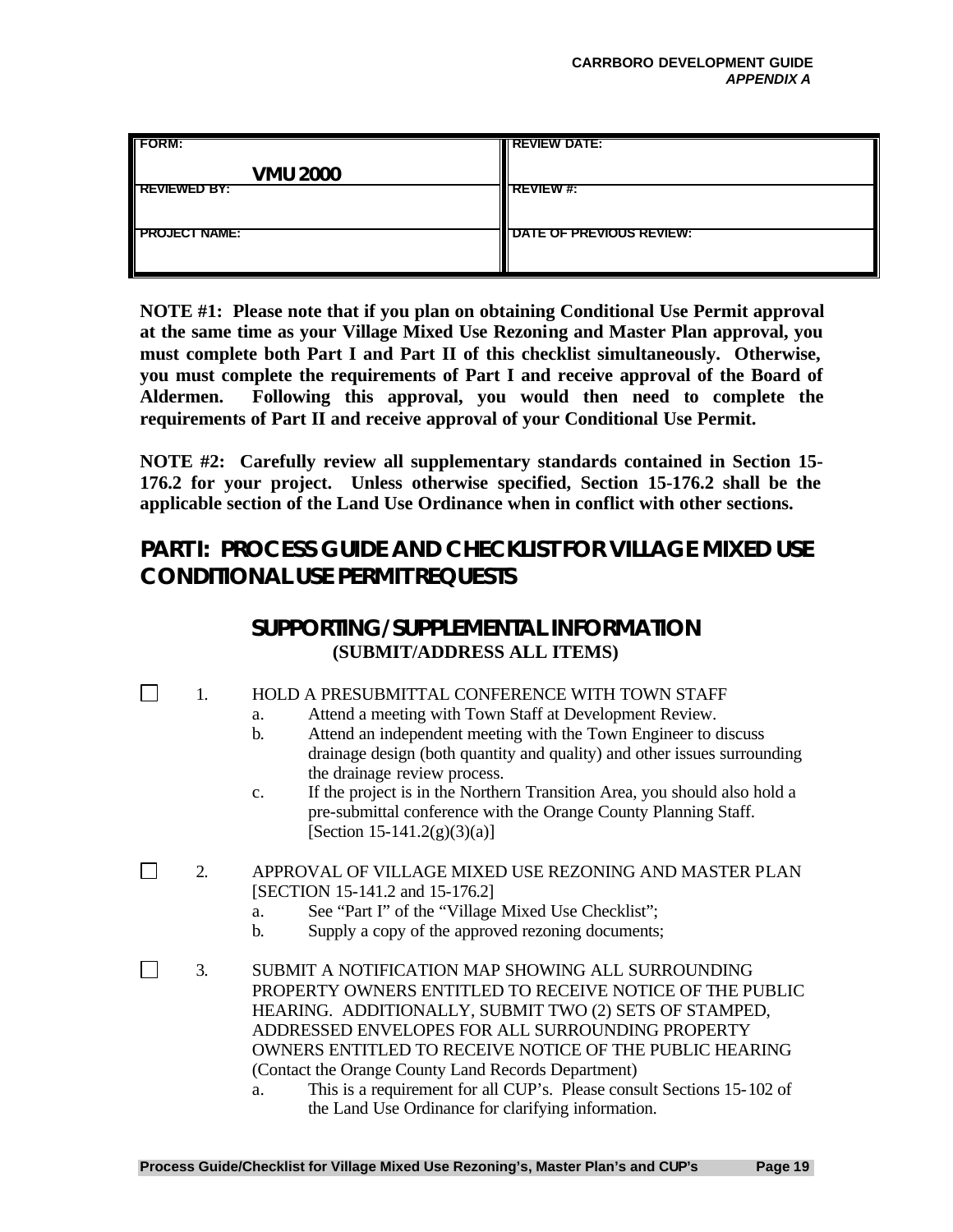| FORM: VMU 2000 | REVIEW DATE: |
|---|---|
| REVIEWED BY: | REVIEW #: |
| PROJECT NAME: | DATE OF PREVIOUS REVIEW: |

**NOTE #1: Please note that if you plan on obtaining Conditional Use Permit approval at the same time as your Village Mixed Use Rezoning and Master Plan approval, you must complete both Part I and Part II of this checklist simultaneously. Otherwise, you must complete the requirements of Part I and receive approval of the Board of Aldermen. Following this approval, you would then need to complete the requirements of Part II and receive approval of your Conditional Use Permit.**

**NOTE #2: Carefully review all supplementary standards contained in Section 15-176.2 for your project. Unless otherwise specified, Section 15-176.2 shall be the applicable section of the Land Use Ordinance when in conflict with other sections.**

## PART I: PROCESS GUIDE AND CHECKLIST FOR VILLAGE MIXED USE CONDITIONAL USE PERMIT REQUESTS

### SUPPORTING / SUPPLEMENTAL INFORMATION
**(SUBMIT/ADDRESS ALL ITEMS)**

☐ 1. HOLD A PRESUBMITTAL CONFERENCE WITH TOWN STAFF
   a. Attend a meeting with Town Staff at Development Review.
   b. Attend an independent meeting with the Town Engineer to discuss drainage design (both quantity and quality) and other issues surrounding the drainage review process.
   c. If the project is in the Northern Transition Area, you should also hold a pre-submittal conference with the Orange County Planning Staff. [Section 15-141.2(g)(3)(a)]

☐ 2. APPROVAL OF VILLAGE MIXED USE REZONING AND MASTER PLAN [SECTION 15-141.2 and 15-176.2]
   a. See "Part I" of the "Village Mixed Use Checklist";
   b. Supply a copy of the approved rezoning documents;

☐ 3. SUBMIT A NOTIFICATION MAP SHOWING ALL SURROUNDING PROPERTY OWNERS ENTITLED TO RECEIVE NOTICE OF THE PUBLIC HEARING. ADDITIONALLY, SUBMIT TWO (2) SETS OF STAMPED, ADDRESSED ENVELOPES FOR ALL SURROUNDING PROPERTY OWNERS ENTITLED TO RECEIVE NOTICE OF THE PUBLIC HEARING (Contact the Orange County Land Records Department)
   a. This is a requirement for all CUP's. Please consult Sections 15-102 of the Land Use Ordinance for clarifying information.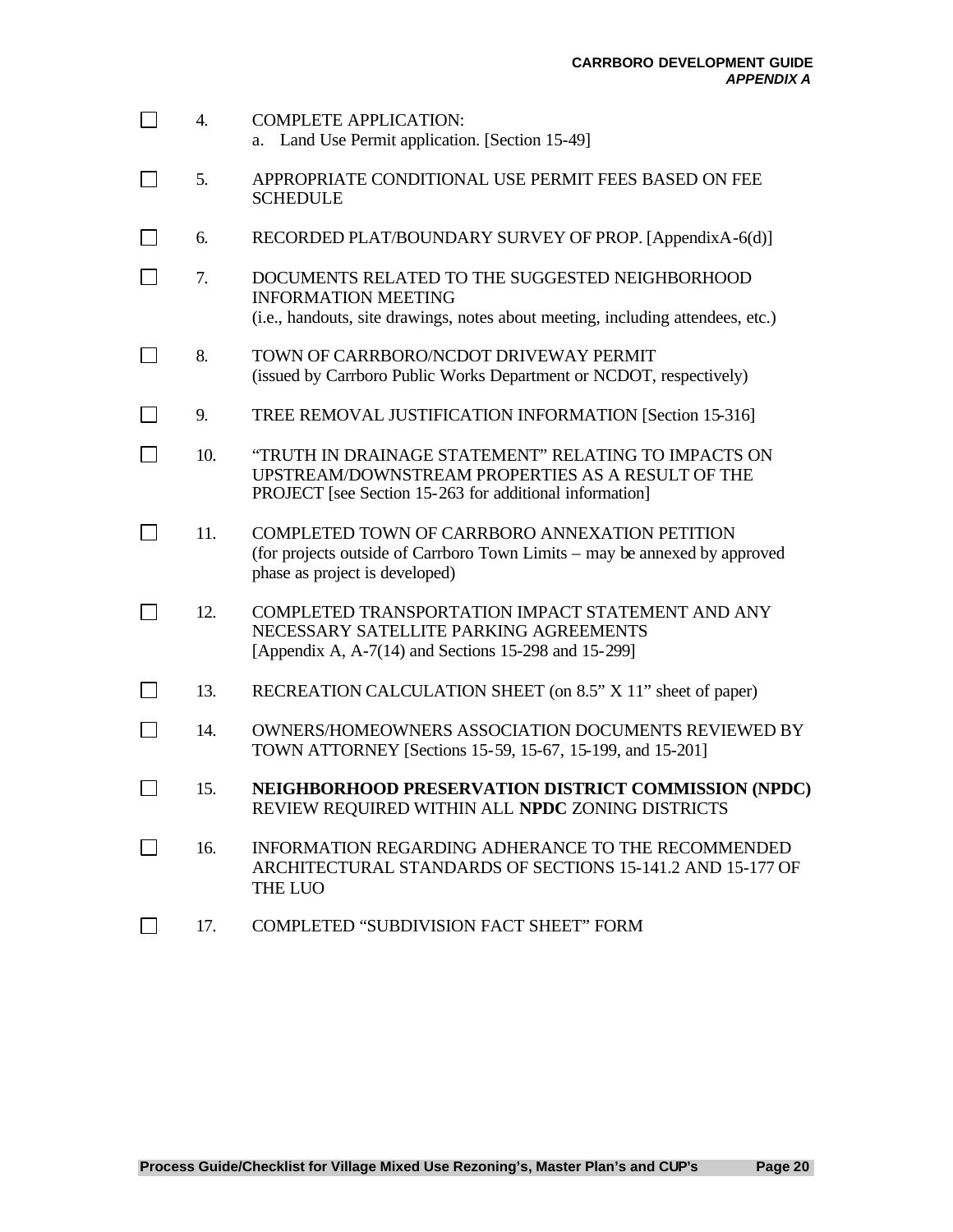- [ ] 4. COMPLETE APPLICATION:
    a. Land Use Permit application. [Section 15-49]

- [ ] 5. APPROPRIATE CONDITIONAL USE PERMIT FEES BASED ON FEE SCHEDULE

- [ ] 6. RECORDED PLAT/BOUNDARY SURVEY OF PROP. [AppendixA-6(d)]

- [ ] 7. DOCUMENTS RELATED TO THE SUGGESTED NEIGHBORHOOD INFORMATION MEETING
    (i.e., handouts, site drawings, notes about meeting, including attendees, etc.)

- [ ] 8. TOWN OF CARRBORO/NCDOT DRIVEWAY PERMIT
    (issued by Carrboro Public Works Department or NCDOT, respectively)

- [ ] 9. TREE REMOVAL JUSTIFICATION INFORMATION [Section 15-316]

- [ ] 10. "TRUTH IN DRAINAGE STATEMENT" RELATING TO IMPACTS ON UPSTREAM/DOWNSTREAM PROPERTIES AS A RESULT OF THE PROJECT [see Section 15-263 for additional information]

- [ ] 11. COMPLETED TOWN OF CARRBORO ANNEXATION PETITION
    (for projects outside of Carrboro Town Limits – may be annexed by approved phase as project is developed)

- [ ] 12. COMPLETED TRANSPORTATION IMPACT STATEMENT AND ANY NECESSARY SATELLITE PARKING AGREEMENTS
    [Appendix A, A-7(14) and Sections 15-298 and 15-299]

- [ ] 13. RECREATION CALCULATION SHEET (on 8.5" X 11" sheet of paper)

- [ ] 14. OWNERS/HOMEOWNERS ASSOCIATION DOCUMENTS REVIEWED BY TOWN ATTORNEY [Sections 15-59, 15-67, 15-199, and 15-201]

- [ ] 15. **NEIGHBORHOOD PRESERVATION DISTRICT COMMISSION (NPDC)** REVIEW REQUIRED WITHIN ALL **NPDC** ZONING DISTRICTS

- [ ] 16. INFORMATION REGARDING ADHERANCE TO THE RECOMMENDED ARCHITECTURAL STANDARDS OF SECTIONS 15-141.2 AND 15-177 OF THE LUO

- [ ] 17. COMPLETED "SUBDIVISION FACT SHEET" FORM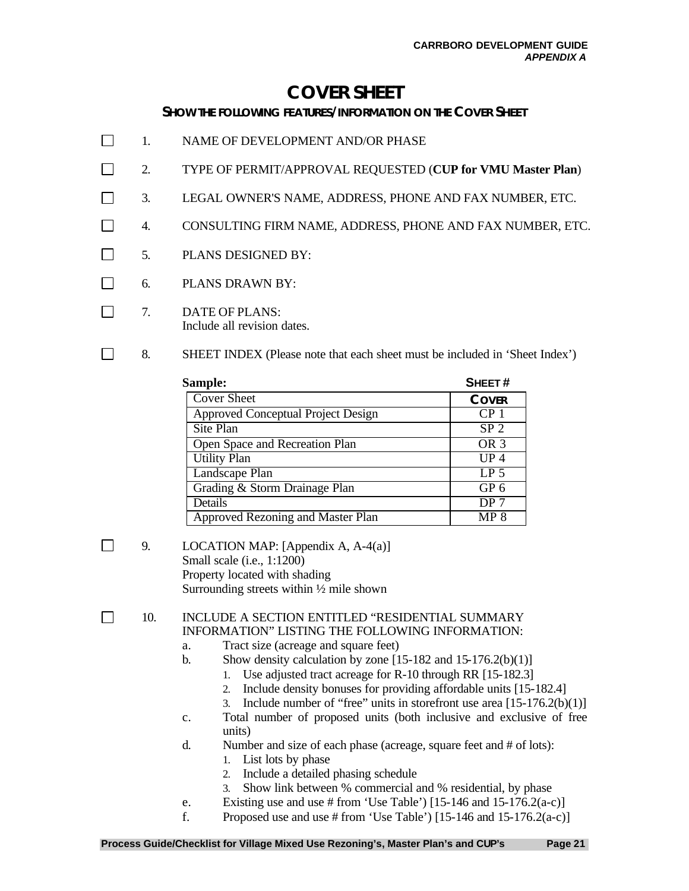# COVER SHEET

### SHOW THE FOLLOWING FEATURES/INFORMATION ON THE COVER SHEET

☐ 1. NAME OF DEVELOPMENT AND/OR PHASE

☐ 2. TYPE OF PERMIT/APPROVAL REQUESTED (**CUP for VMU Master Plan**)

☐ 3. LEGAL OWNER'S NAME, ADDRESS, PHONE AND FAX NUMBER, ETC.

☐ 4. CONSULTING FIRM NAME, ADDRESS, PHONE AND FAX NUMBER, ETC.

☐ 5. PLANS DESIGNED BY:

☐ 6. PLANS DRAWN BY:

☐ 7. DATE OF PLANS:
Include all revision dates.

☐ 8. SHEET INDEX (Please note that each sheet must be included in 'Sheet Index')

| **Sample:** | **SHEET #** |
|---|---|
| Cover Sheet | **COVER** |
| Approved Conceptual Project Design | CP 1 |
| Site Plan | SP 2 |
| Open Space and Recreation Plan | OR 3 |
| Utility Plan | UP 4 |
| Landscape Plan | LP 5 |
| Grading & Storm Drainage Plan | GP 6 |
| Details | DP 7 |
| Approved Rezoning and Master Plan | MP 8 |

☐ 9. LOCATION MAP: [Appendix A, A-4(a)]
Small scale (i.e., 1:1200)
Property located with shading
Surrounding streets within ½ mile shown

☐ 10. INCLUDE A SECTION ENTITLED "RESIDENTIAL SUMMARY INFORMATION" LISTING THE FOLLOWING INFORMATION:

a. Tract size (acreage and square feet)
b. Show density calculation by zone [15-182 and 15-176.2(b)(1)]
   1. Use adjusted tract acreage for R-10 through RR [15-182.3]
   2. Include density bonuses for providing affordable units [15-182.4]
   3. Include number of "free" units in storefront use area [15-176.2(b)(1)]
c. Total number of proposed units (both inclusive and exclusive of free units)
d. Number and size of each phase (acreage, square feet and # of lots):
   1. List lots by phase
   2. Include a detailed phasing schedule
   3. Show link between % commercial and % residential, by phase
e. Existing use and use # from 'Use Table') [15-146 and 15-176.2(a-c)]
f. Proposed use and use # from 'Use Table') [15-146 and 15-176.2(a-c)]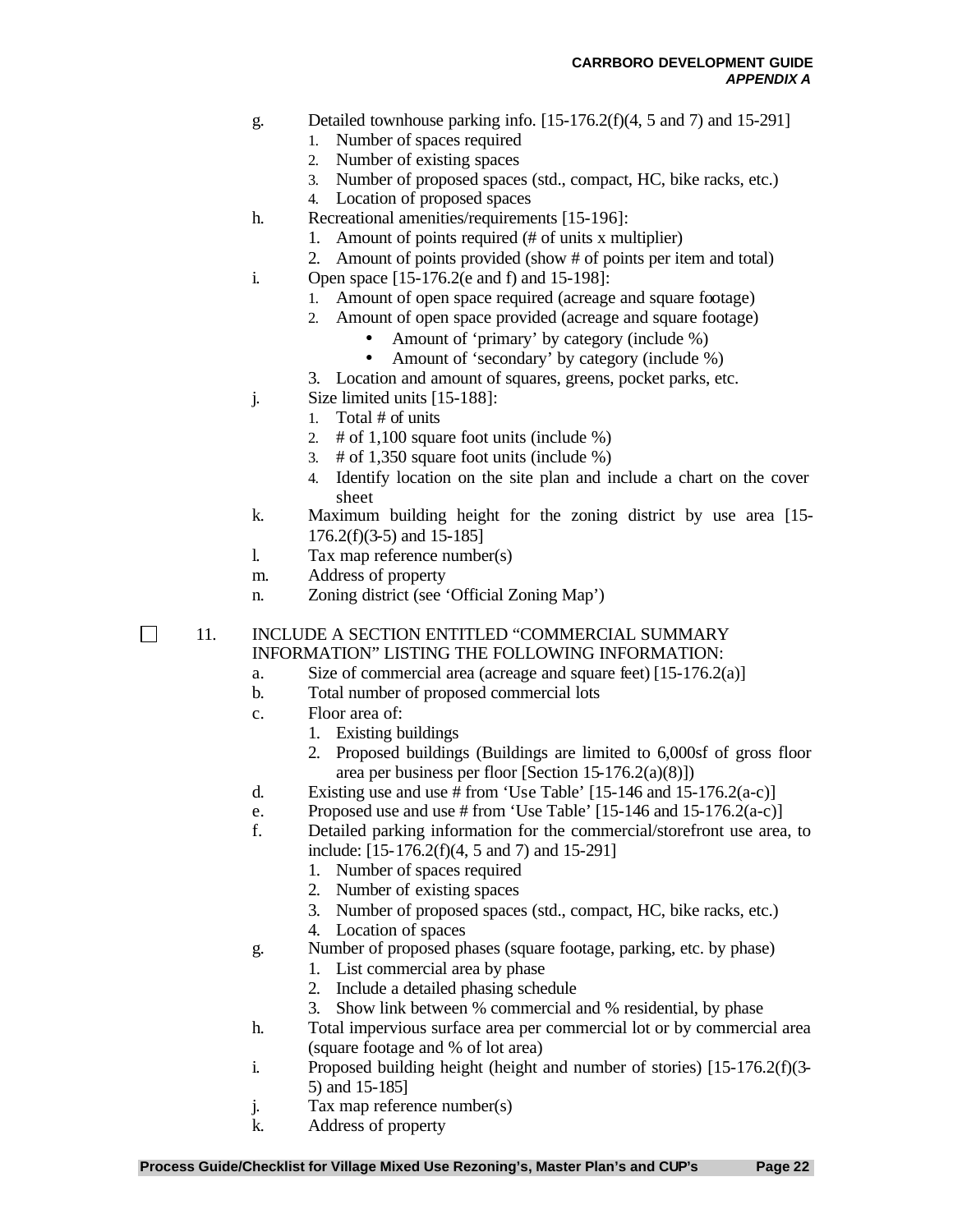g. Detailed townhouse parking info. [15-176.2(f)(4, 5 and 7) and 15-291]
   1. Number of spaces required
   2. Number of existing spaces
   3. Number of proposed spaces (std., compact, HC, bike racks, etc.)
   4. Location of proposed spaces

h. Recreational amenities/requirements [15-196]:
   1. Amount of points required (# of units x multiplier)
   2. Amount of points provided (show # of points per item and total)

i. Open space [15-176.2(e and f) and 15-198]:
   1. Amount of open space required (acreage and square footage)
   2. Amount of open space provided (acreage and square footage)
      - Amount of 'primary' by category (include %)
      - Amount of 'secondary' by category (include %)
   3. Location and amount of squares, greens, pocket parks, etc.

j. Size limited units [15-188]:
   1. Total # of units
   2. # of 1,100 square foot units (include %)
   3. # of 1,350 square foot units (include %)
   4. Identify location on the site plan and include a chart on the cover sheet

k. Maximum building height for the zoning district by use area [15-176.2(f)(3-5) and 15-185]

l. Tax map reference number(s)

m. Address of property

n. Zoning district (see 'Official Zoning Map')

☐ 11. INCLUDE A SECTION ENTITLED "COMMERCIAL SUMMARY INFORMATION" LISTING THE FOLLOWING INFORMATION:

a. Size of commercial area (acreage and square feet) [15-176.2(a)]

b. Total number of proposed commercial lots

c. Floor area of:
   1. Existing buildings
   2. Proposed buildings (Buildings are limited to 6,000sf of gross floor area per business per floor [Section 15-176.2(a)(8)])

d. Existing use and use # from 'Use Table' [15-146 and 15-176.2(a-c)]

e. Proposed use and use # from 'Use Table' [15-146 and 15-176.2(a-c)]

f. Detailed parking information for the commercial/storefront use area, to include: [15-176.2(f)(4, 5 and 7) and 15-291]
   1. Number of spaces required
   2. Number of existing spaces
   3. Number of proposed spaces (std., compact, HC, bike racks, etc.)
   4. Location of spaces

g. Number of proposed phases (square footage, parking, etc. by phase)
   1. List commercial area by phase
   2. Include a detailed phasing schedule
   3. Show link between % commercial and % residential, by phase

h. Total impervious surface area per commercial lot or by commercial area (square footage and % of lot area)

i. Proposed building height (height and number of stories) [15-176.2(f)(3-5) and 15-185]

j. Tax map reference number(s)

k. Address of property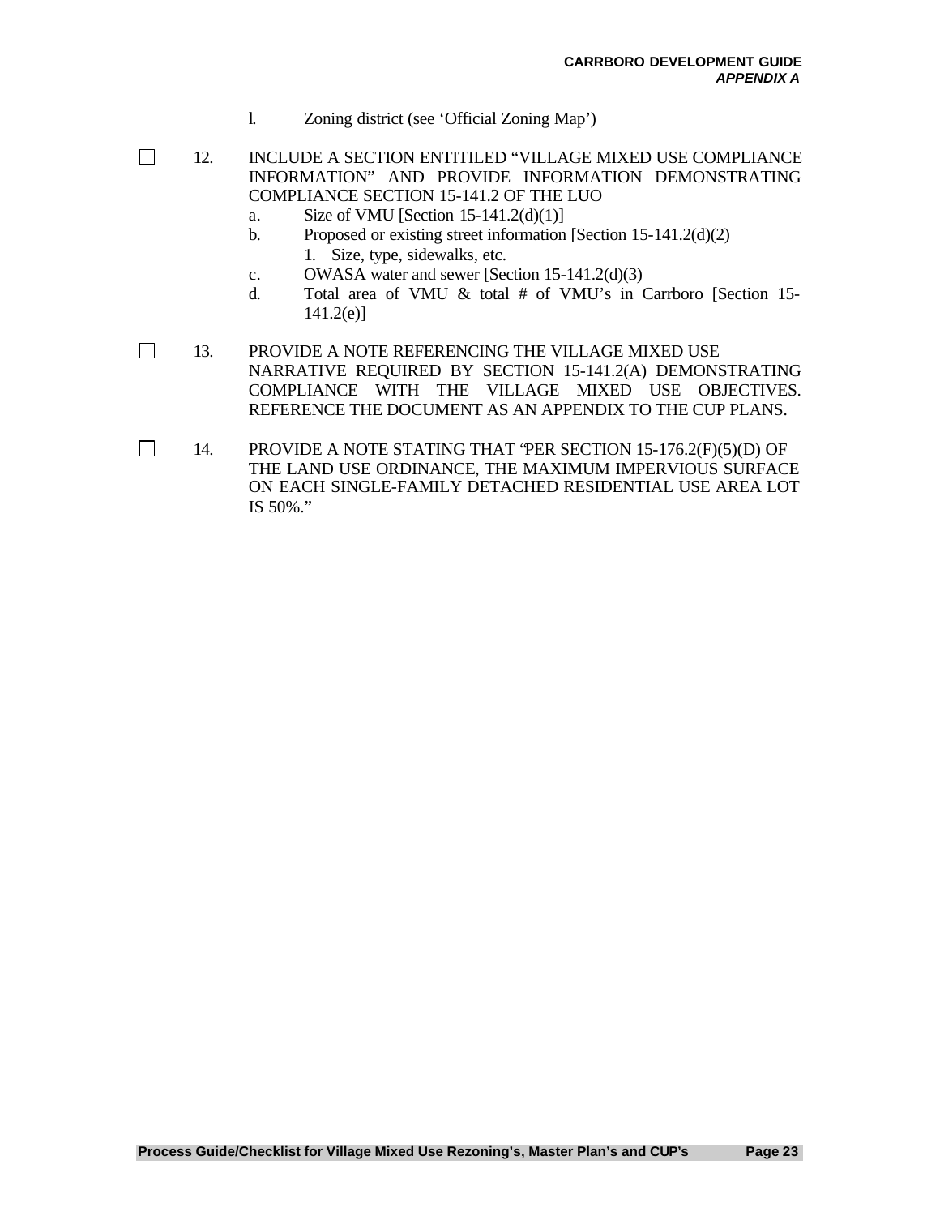l. Zoning district (see 'Official Zoning Map')

☐ 12. INCLUDE A SECTION ENTITILED "VILLAGE MIXED USE COMPLIANCE INFORMATION" AND PROVIDE INFORMATION DEMONSTRATING COMPLIANCE SECTION 15-141.2 OF THE LUO

   a. Size of VMU [Section 15-141.2(d)(1)]
   b. Proposed or existing street information [Section 15-141.2(d)(2)
      1. Size, type, sidewalks, etc.
   c. OWASA water and sewer [Section 15-141.2(d)(3)
   d. Total area of VMU & total # of VMU's in Carrboro [Section 15-141.2(e)]

☐ 13. PROVIDE A NOTE REFERENCING THE VILLAGE MIXED USE NARRATIVE REQUIRED BY SECTION 15-141.2(A) DEMONSTRATING COMPLIANCE WITH THE VILLAGE MIXED USE OBJECTIVES. REFERENCE THE DOCUMENT AS AN APPENDIX TO THE CUP PLANS.

☐ 14. PROVIDE A NOTE STATING THAT "PER SECTION 15-176.2(F)(5)(D) OF THE LAND USE ORDINANCE, THE MAXIMUM IMPERVIOUS SURFACE ON EACH SINGLE-FAMILY DETACHED RESIDENTIAL USE AREA LOT IS 50%."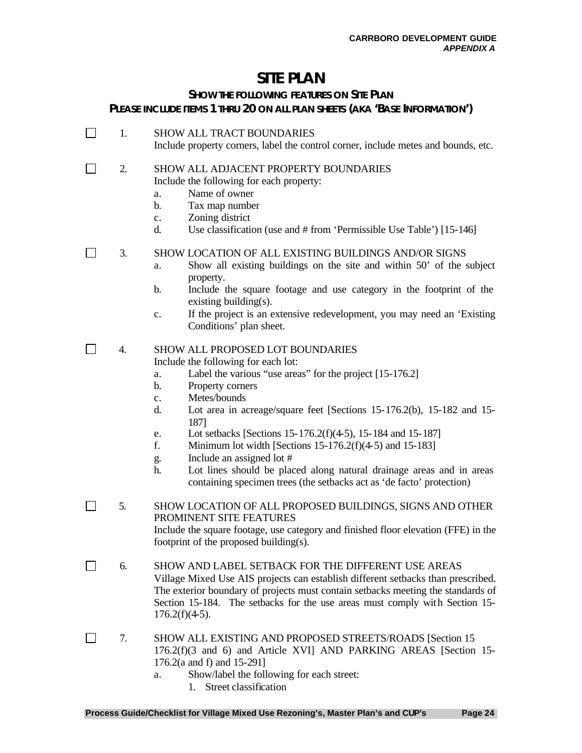# SITE PLAN

### SHOW THE FOLLOWING FEATURES ON SITE PLAN

### PLEASE INCLUDE ITEMS 1 THRU 20 ON ALL PLAN SHEETS (AKA 'BASE INFORMATION')

☐ 1. SHOW ALL TRACT BOUNDARIES
Include property corners, label the control corner, include metes and bounds, etc.

☐ 2. SHOW ALL ADJACENT PROPERTY BOUNDARIES
Include the following for each property:
   a. Name of owner
   b. Tax map number
   c. Zoning district
   d. Use classification (use and # from 'Permissible Use Table') [15-146]

☐ 3. SHOW LOCATION OF ALL EXISTING BUILDINGS AND/OR SIGNS
   a. Show all existing buildings on the site and within 50' of the subject property.
   b. Include the square footage and use category in the footprint of the existing building(s).
   c. If the project is an extensive redevelopment, you may need an 'Existing Conditions' plan sheet.

☐ 4. SHOW ALL PROPOSED LOT BOUNDARIES
Include the following for each lot:
   a. Label the various "use areas" for the project [15-176.2]
   b. Property corners
   c. Metes/bounds
   d. Lot area in acreage/square feet [Sections 15-176.2(b), 15-182 and 15-187]
   e. Lot setbacks [Sections 15-176.2(f)(4-5), 15-184 and 15-187]
   f. Minimum lot width [Sections 15-176.2(f)(4-5) and 15-183]
   g. Include an assigned lot #
   h. Lot lines should be placed along natural drainage areas and in areas containing specimen trees (the setbacks act as 'de facto' protection)

☐ 5. SHOW LOCATION OF ALL PROPOSED BUILDINGS, SIGNS AND OTHER PROMINENT SITE FEATURES
Include the square footage, use category and finished floor elevation (FFE) in the footprint of the proposed building(s).

☐ 6. SHOW AND LABEL SETBACK FOR THE DIFFERENT USE AREAS
Village Mixed Use AIS projects can establish different setbacks than prescribed. The exterior boundary of projects must contain setbacks meeting the standards of Section 15-184. The setbacks for the use areas must comply with Section 15-176.2(f)(4-5).

☐ 7. SHOW ALL EXISTING AND PROPOSED STREETS/ROADS [Section 15 176.2(f)(3 and 6) and Article XVI] AND PARKING AREAS [Section 15-176.2(a and f) and 15-291]
   a. Show/label the following for each street:
      1. Street classification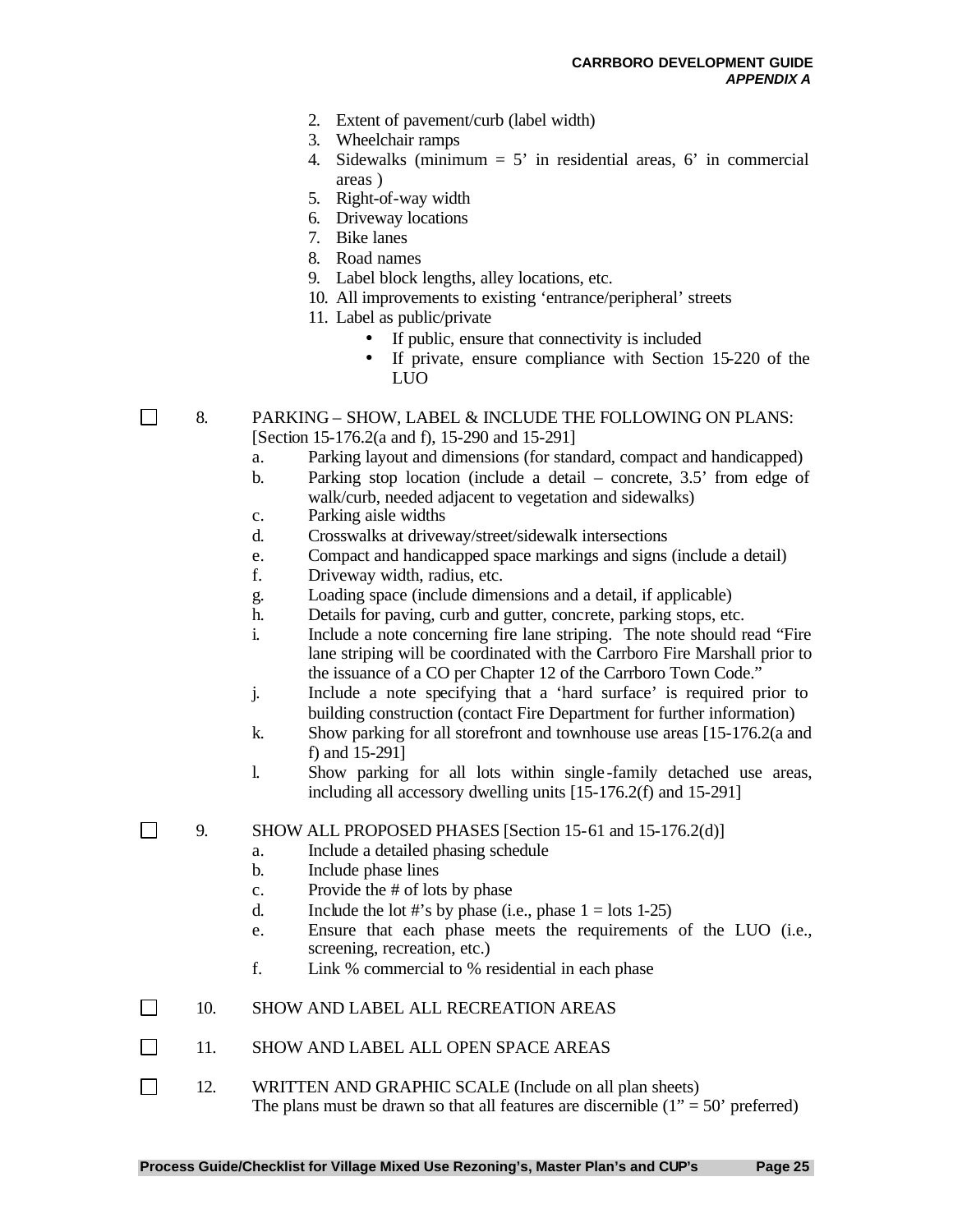2. Extent of pavement/curb (label width)
3. Wheelchair ramps
4. Sidewalks (minimum = 5' in residential areas, 6' in commercial areas )
5. Right-of-way width
6. Driveway locations
7. Bike lanes
8. Road names
9. Label block lengths, alley locations, etc.
10. All improvements to existing 'entrance/peripheral' streets
11. Label as public/private
    - If public, ensure that connectivity is included
    - If private, ensure compliance with Section 15-220 of the LUO

☐ 8. PARKING – SHOW, LABEL & INCLUDE THE FOLLOWING ON PLANS: [Section 15-176.2(a and f), 15-290 and 15-291]

   a. Parking layout and dimensions (for standard, compact and handicapped)
   b. Parking stop location (include a detail – concrete, 3.5' from edge of walk/curb, needed adjacent to vegetation and sidewalks)
   c. Parking aisle widths
   d. Crosswalks at driveway/street/sidewalk intersections
   e. Compact and handicapped space markings and signs (include a detail)
   f. Driveway width, radius, etc.
   g. Loading space (include dimensions and a detail, if applicable)
   h. Details for paving, curb and gutter, concrete, parking stops, etc.
   i. Include a note concerning fire lane striping. The note should read "Fire lane striping will be coordinated with the Carrboro Fire Marshall prior to the issuance of a CO per Chapter 12 of the Carrboro Town Code."
   j. Include a note specifying that a 'hard surface' is required prior to building construction (contact Fire Department for further information)
   k. Show parking for all storefront and townhouse use areas [15-176.2(a and f) and 15-291]
   l. Show parking for all lots within single-family detached use areas, including all accessory dwelling units [15-176.2(f) and 15-291]

☐ 9. SHOW ALL PROPOSED PHASES [Section 15-61 and 15-176.2(d)]

   a. Include a detailed phasing schedule
   b. Include phase lines
   c. Provide the # of lots by phase
   d. Include the lot #'s by phase (i.e., phase 1 = lots 1-25)
   e. Ensure that each phase meets the requirements of the LUO (i.e., screening, recreation, etc.)
   f. Link % commercial to % residential in each phase

☐ 10. SHOW AND LABEL ALL RECREATION AREAS

☐ 11. SHOW AND LABEL ALL OPEN SPACE AREAS

☐ 12. WRITTEN AND GRAPHIC SCALE (Include on all plan sheets)
The plans must be drawn so that all features are discernible (1" = 50' preferred)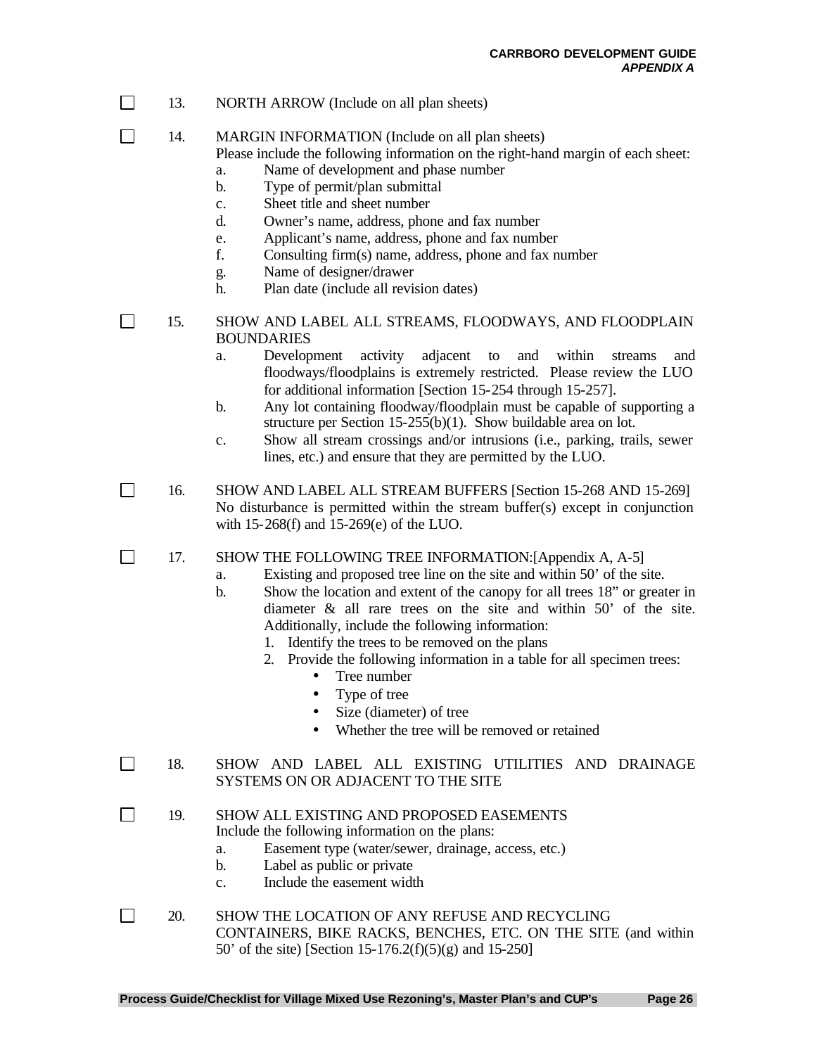☐ 13. NORTH ARROW (Include on all plan sheets)

☐ 14. MARGIN INFORMATION (Include on all plan sheets)
Please include the following information on the right-hand margin of each sheet:
  a. Name of development and phase number
  b. Type of permit/plan submittal
  c. Sheet title and sheet number
  d. Owner's name, address, phone and fax number
  e. Applicant's name, address, phone and fax number
  f. Consulting firm(s) name, address, phone and fax number
  g. Name of designer/drawer
  h. Plan date (include all revision dates)

☐ 15. SHOW AND LABEL ALL STREAMS, FLOODWAYS, AND FLOODPLAIN BOUNDARIES
  a. Development activity adjacent to and within streams and floodways/floodplains is extremely restricted. Please review the LUO for additional information [Section 15-254 through 15-257].
  b. Any lot containing floodway/floodplain must be capable of supporting a structure per Section 15-255(b)(1). Show buildable area on lot.
  c. Show all stream crossings and/or intrusions (i.e., parking, trails, sewer lines, etc.) and ensure that they are permitted by the LUO.

☐ 16. SHOW AND LABEL ALL STREAM BUFFERS [Section 15-268 AND 15-269]
No disturbance is permitted within the stream buffer(s) except in conjunction with 15-268(f) and 15-269(e) of the LUO.

☐ 17. SHOW THE FOLLOWING TREE INFORMATION:[Appendix A, A-5]
  a. Existing and proposed tree line on the site and within 50' of the site.
  b. Show the location and extent of the canopy for all trees 18" or greater in diameter & all rare trees on the site and within 50' of the site. Additionally, include the following information:
     1. Identify the trees to be removed on the plans
     2. Provide the following information in a table for all specimen trees:
        - Tree number
        - Type of tree
        - Size (diameter) of tree
        - Whether the tree will be removed or retained

☐ 18. SHOW AND LABEL ALL EXISTING UTILITIES AND DRAINAGE SYSTEMS ON OR ADJACENT TO THE SITE

☐ 19. SHOW ALL EXISTING AND PROPOSED EASEMENTS
Include the following information on the plans:
  a. Easement type (water/sewer, drainage, access, etc.)
  b. Label as public or private
  c. Include the easement width

☐ 20. SHOW THE LOCATION OF ANY REFUSE AND RECYCLING CONTAINERS, BIKE RACKS, BENCHES, ETC. ON THE SITE (and within 50' of the site) [Section 15-176.2(f)(5)(g) and 15-250]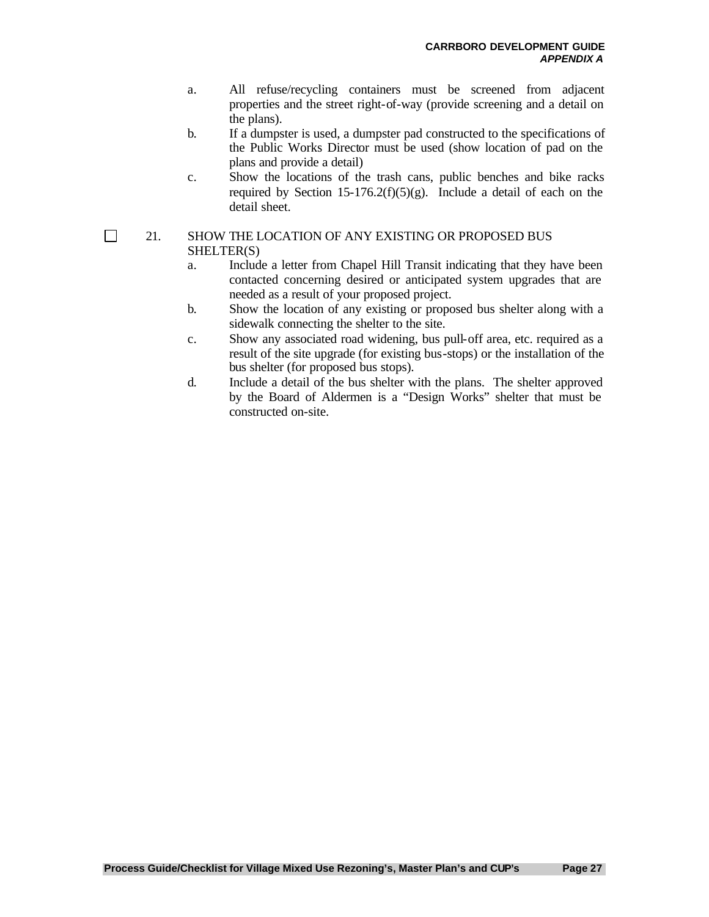a. All refuse/recycling containers must be screened from adjacent properties and the street right-of-way (provide screening and a detail on the plans).
b. If a dumpster is used, a dumpster pad constructed to the specifications of the Public Works Director must be used (show location of pad on the plans and provide a detail)
c. Show the locations of the trash cans, public benches and bike racks required by Section 15-176.2(f)(5)(g). Include a detail of each on the detail sheet.

☐ 21. SHOW THE LOCATION OF ANY EXISTING OR PROPOSED BUS SHELTER(S)

a. Include a letter from Chapel Hill Transit indicating that they have been contacted concerning desired or anticipated system upgrades that are needed as a result of your proposed project.
b. Show the location of any existing or proposed bus shelter along with a sidewalk connecting the shelter to the site.
c. Show any associated road widening, bus pull-off area, etc. required as a result of the site upgrade (for existing bus-stops) or the installation of the bus shelter (for proposed bus stops).
d. Include a detail of the bus shelter with the plans. The shelter approved by the Board of Aldermen is a "Design Works" shelter that must be constructed on-site.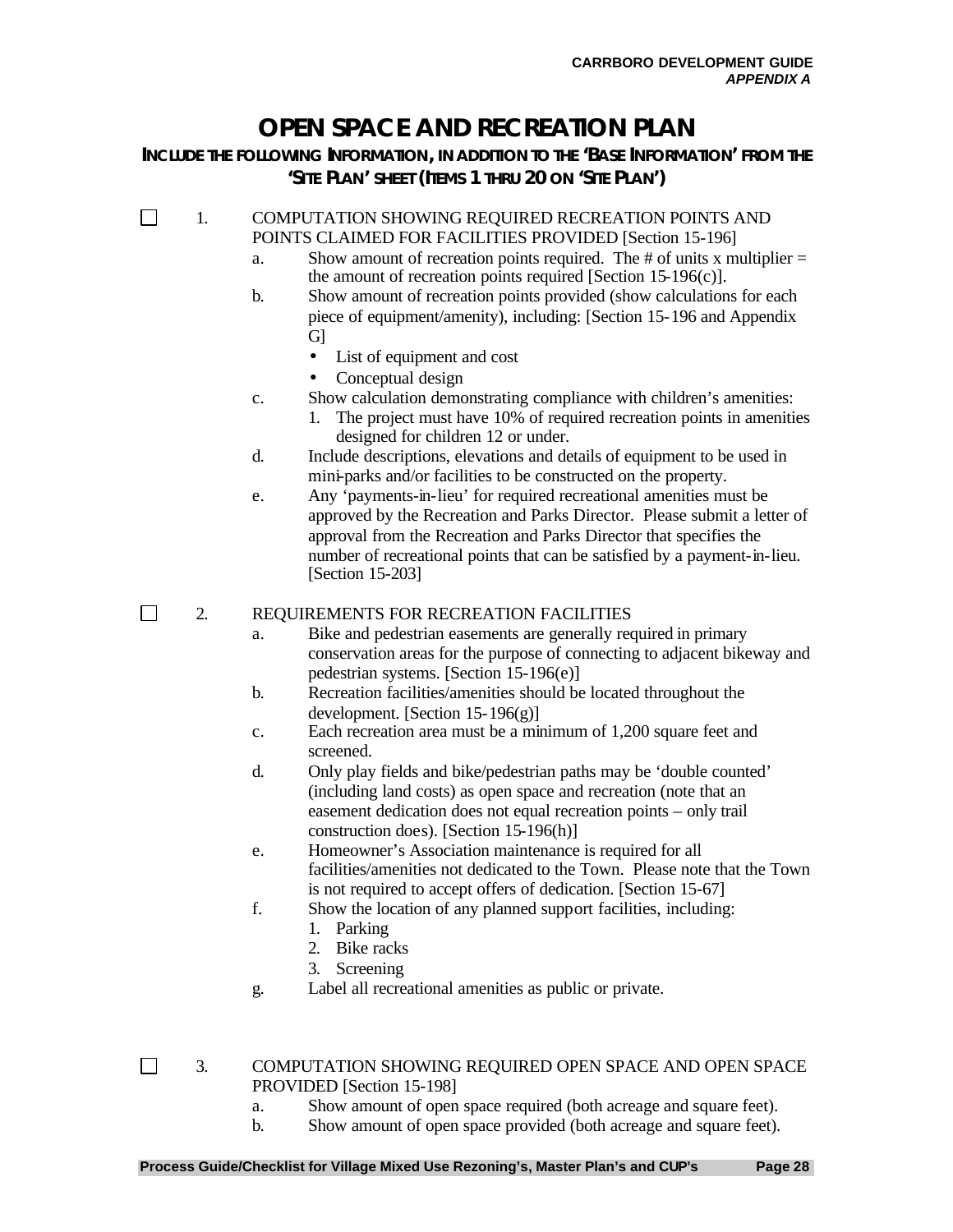# OPEN SPACE AND RECREATION PLAN

## INCLUDE THE FOLLOWING INFORMATION, IN ADDITION TO THE 'BASE INFORMATION' FROM THE 'SITE PLAN' SHEET (ITEMS 1 THRU 20 ON 'SITE PLAN')

☐ 1. COMPUTATION SHOWING REQUIRED RECREATION POINTS AND POINTS CLAIMED FOR FACILITIES PROVIDED [Section 15-196]

a. Show amount of recreation points required. The # of units x multiplier = the amount of recreation points required [Section 15-196(c)].

b. Show amount of recreation points provided (show calculations for each piece of equipment/amenity), including: [Section 15-196 and Appendix G]
   - List of equipment and cost
   - Conceptual design

c. Show calculation demonstrating compliance with children's amenities:
   1. The project must have 10% of required recreation points in amenities designed for children 12 or under.

d. Include descriptions, elevations and details of equipment to be used in mini-parks and/or facilities to be constructed on the property.

e. Any 'payments-in-lieu' for required recreational amenities must be approved by the Recreation and Parks Director. Please submit a letter of approval from the Recreation and Parks Director that specifies the number of recreational points that can be satisfied by a payment-in-lieu. [Section 15-203]

☐ 2. REQUIREMENTS FOR RECREATION FACILITIES

a. Bike and pedestrian easements are generally required in primary conservation areas for the purpose of connecting to adjacent bikeway and pedestrian systems. [Section 15-196(e)]

b. Recreation facilities/amenities should be located throughout the development. [Section 15-196(g)]

c. Each recreation area must be a minimum of 1,200 square feet and screened.

d. Only play fields and bike/pedestrian paths may be 'double counted' (including land costs) as open space and recreation (note that an easement dedication does not equal recreation points – only trail construction does). [Section 15-196(h)]

e. Homeowner's Association maintenance is required for all facilities/amenities not dedicated to the Town. Please note that the Town is not required to accept offers of dedication. [Section 15-67]

f. Show the location of any planned support facilities, including:
   1. Parking
   2. Bike racks
   3. Screening

g. Label all recreational amenities as public or private.

☐ 3. COMPUTATION SHOWING REQUIRED OPEN SPACE AND OPEN SPACE PROVIDED [Section 15-198]

a. Show amount of open space required (both acreage and square feet).

b. Show amount of open space provided (both acreage and square feet).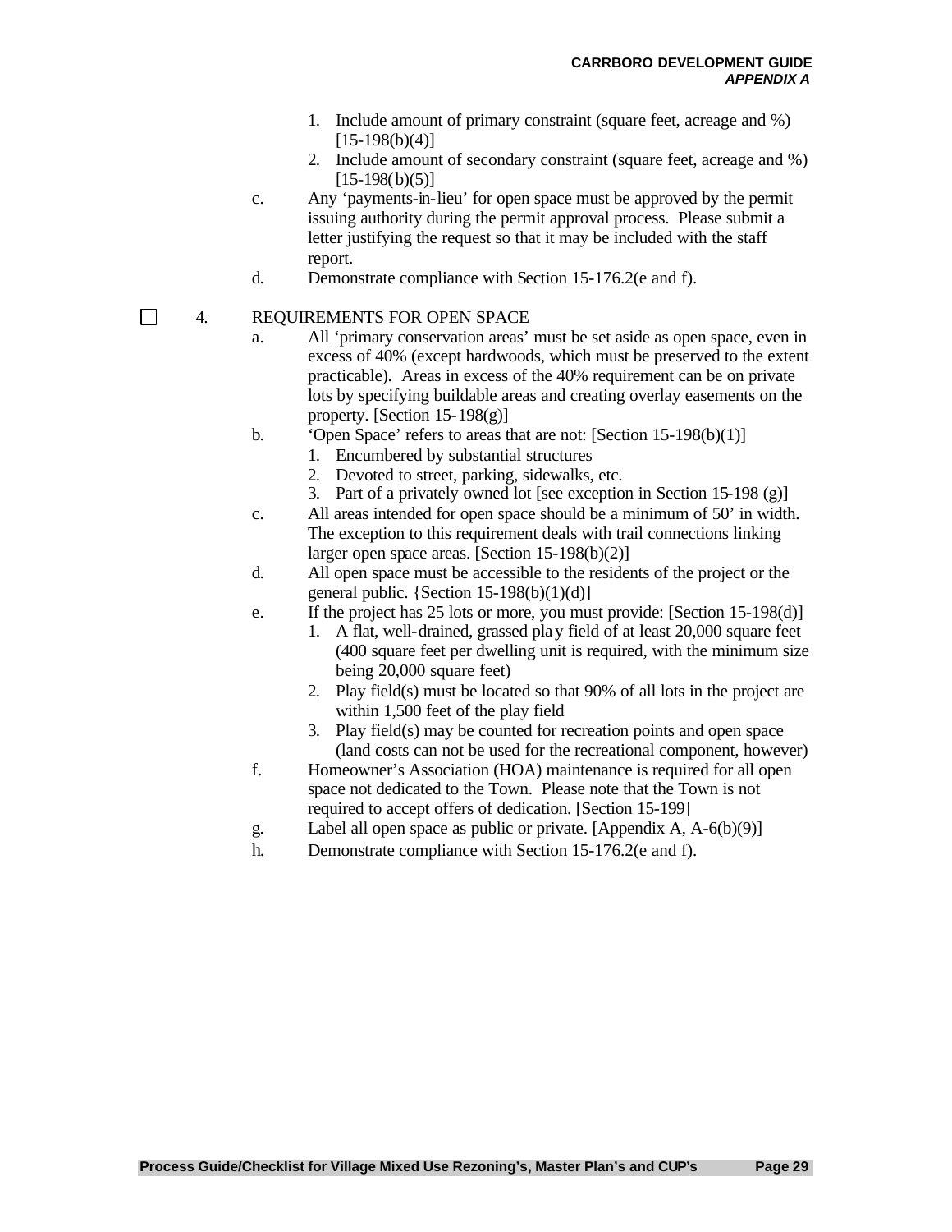1. Include amount of primary constraint (square feet, acreage and %) [15-198(b)(4)]
2. Include amount of secondary constraint (square feet, acreage and %) [15-198(b)(5)]

c. Any 'payments-in-lieu' for open space must be approved by the permit issuing authority during the permit approval process. Please submit a letter justifying the request so that it may be included with the staff report.

d. Demonstrate compliance with Section 15-176.2(e and f).

☐ 4. REQUIREMENTS FOR OPEN SPACE

a. All 'primary conservation areas' must be set aside as open space, even in excess of 40% (except hardwoods, which must be preserved to the extent practicable). Areas in excess of the 40% requirement can be on private lots by specifying buildable areas and creating overlay easements on the property. [Section 15-198(g)]

b. 'Open Space' refers to areas that are not: [Section 15-198(b)(1)]
   1. Encumbered by substantial structures
   2. Devoted to street, parking, sidewalks, etc.
   3. Part of a privately owned lot [see exception in Section 15-198 (g)]

c. All areas intended for open space should be a minimum of 50' in width. The exception to this requirement deals with trail connections linking larger open space areas. [Section 15-198(b)(2)]

d. All open space must be accessible to the residents of the project or the general public. {Section 15-198(b)(1)(d)]

e. If the project has 25 lots or more, you must provide: [Section 15-198(d)]
   1. A flat, well-drained, grassed play field of at least 20,000 square feet (400 square feet per dwelling unit is required, with the minimum size being 20,000 square feet)
   2. Play field(s) must be located so that 90% of all lots in the project are within 1,500 feet of the play field
   3. Play field(s) may be counted for recreation points and open space (land costs can not be used for the recreational component, however)

f. Homeowner's Association (HOA) maintenance is required for all open space not dedicated to the Town. Please note that the Town is not required to accept offers of dedication. [Section 15-199]

g. Label all open space as public or private. [Appendix A, A-6(b)(9)]

h. Demonstrate compliance with Section 15-176.2(e and f).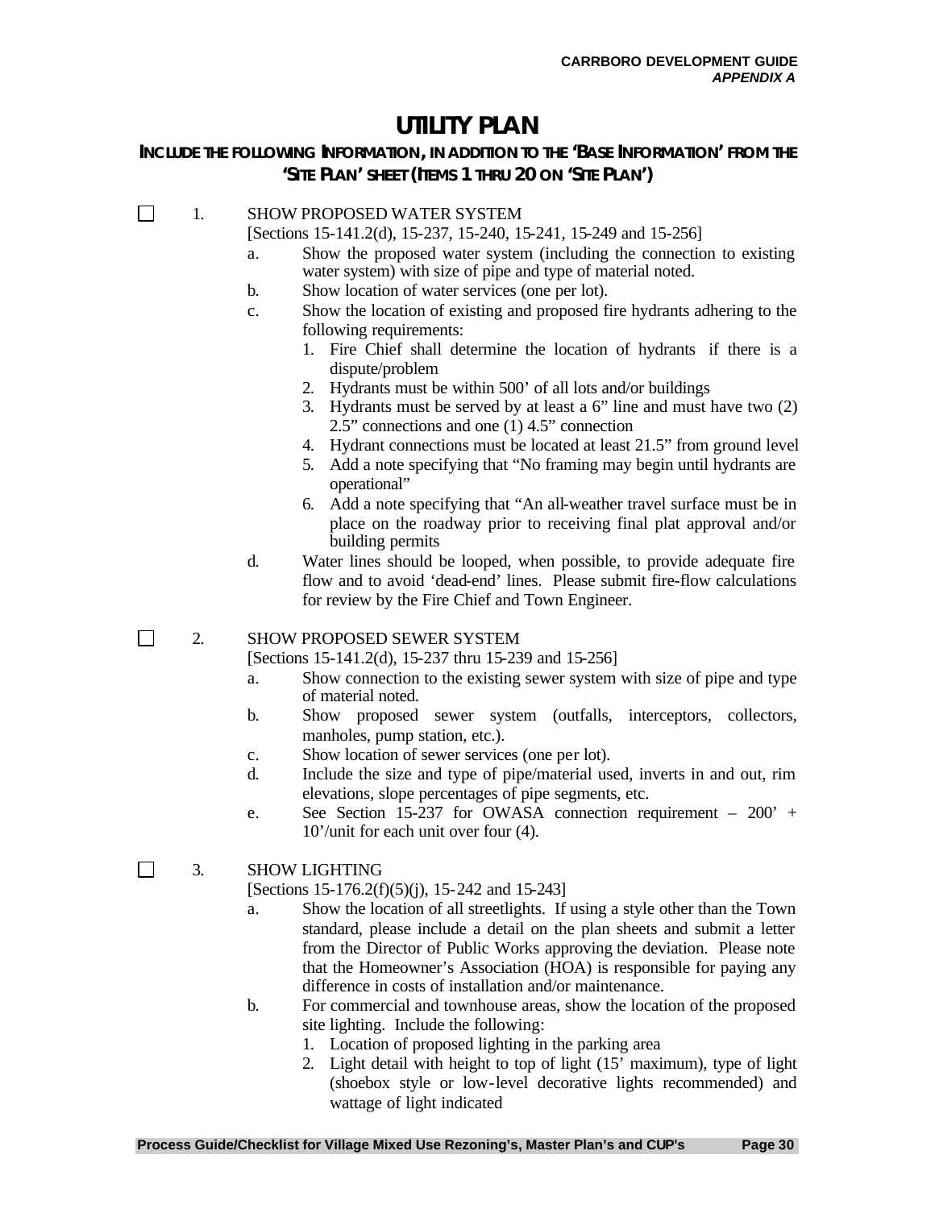# UTILITY PLAN

## INCLUDE THE FOLLOWING INFORMATION, IN ADDITION TO THE 'BASE INFORMATION' FROM THE 'SITE PLAN' SHEET (ITEMS 1 THRU 20 ON 'SITE PLAN')

☐ 1. SHOW PROPOSED WATER SYSTEM
[Sections 15-141.2(d), 15-237, 15-240, 15-241, 15-249 and 15-256]

a. Show the proposed water system (including the connection to existing water system) with size of pipe and type of material noted.
b. Show location of water services (one per lot).
c. Show the location of existing and proposed fire hydrants adhering to the following requirements:
   1. Fire Chief shall determine the location of hydrants if there is a dispute/problem
   2. Hydrants must be within 500' of all lots and/or buildings
   3. Hydrants must be served by at least a 6" line and must have two (2) 2.5" connections and one (1) 4.5" connection
   4. Hydrant connections must be located at least 21.5" from ground level
   5. Add a note specifying that "No framing may begin until hydrants are operational"
   6. Add a note specifying that "An all-weather travel surface must be in place on the roadway prior to receiving final plat approval and/or building permits
d. Water lines should be looped, when possible, to provide adequate fire flow and to avoid 'dead-end' lines. Please submit fire-flow calculations for review by the Fire Chief and Town Engineer.

☐ 2. SHOW PROPOSED SEWER SYSTEM
[Sections 15-141.2(d), 15-237 thru 15-239 and 15-256]

a. Show connection to the existing sewer system with size of pipe and type of material noted.
b. Show proposed sewer system (outfalls, interceptors, collectors, manholes, pump station, etc.).
c. Show location of sewer services (one per lot).
d. Include the size and type of pipe/material used, inverts in and out, rim elevations, slope percentages of pipe segments, etc.
e. See Section 15-237 for OWASA connection requirement – 200' + 10'/unit for each unit over four (4).

☐ 3. SHOW LIGHTING
[Sections 15-176.2(f)(5)(j), 15-242 and 15-243]

a. Show the location of all streetlights. If using a style other than the Town standard, please include a detail on the plan sheets and submit a letter from the Director of Public Works approving the deviation. Please note that the Homeowner's Association (HOA) is responsible for paying any difference in costs of installation and/or maintenance.
b. For commercial and townhouse areas, show the location of the proposed site lighting. Include the following:
   1. Location of proposed lighting in the parking area
   2. Light detail with height to top of light (15' maximum), type of light (shoebox style or low-level decorative lights recommended) and wattage of light indicated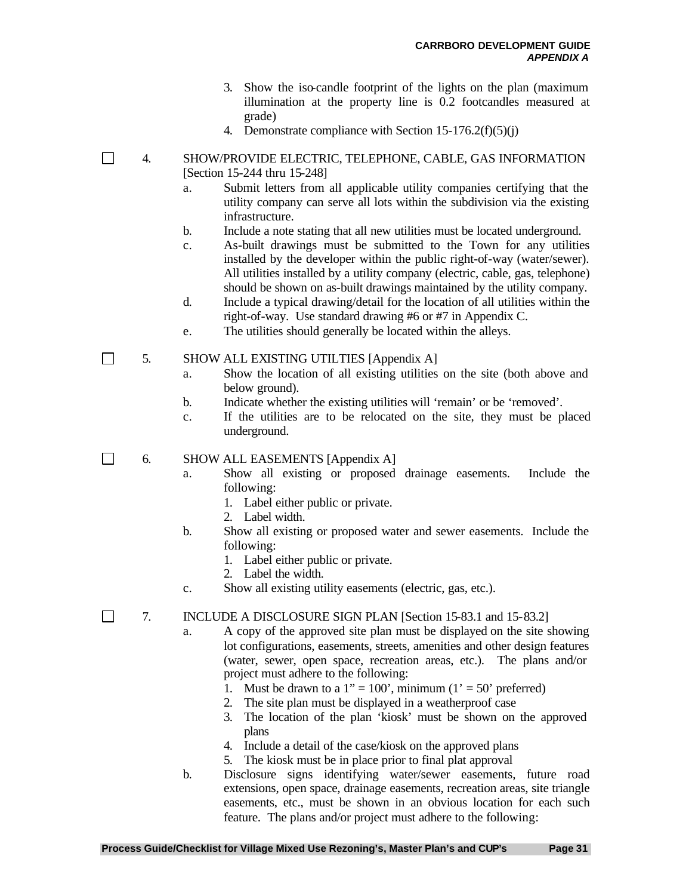3. Show the iso-candle footprint of the lights on the plan (maximum illumination at the property line is 0.2 footcandles measured at grade)
4. Demonstrate compliance with Section 15-176.2(f)(5)(j)

☐ 4. SHOW/PROVIDE ELECTRIC, TELEPHONE, CABLE, GAS INFORMATION [Section 15-244 thru 15-248]

a. Submit letters from all applicable utility companies certifying that the utility company can serve all lots within the subdivision via the existing infrastructure.

b. Include a note stating that all new utilities must be located underground.

c. As-built drawings must be submitted to the Town for any utilities installed by the developer within the public right-of-way (water/sewer). All utilities installed by a utility company (electric, cable, gas, telephone) should be shown on as-built drawings maintained by the utility company.

d. Include a typical drawing/detail for the location of all utilities within the right-of-way. Use standard drawing #6 or #7 in Appendix C.

e. The utilities should generally be located within the alleys.

☐ 5. SHOW ALL EXISTING UTILTIES [Appendix A]

a. Show the location of all existing utilities on the site (both above and below ground).

b. Indicate whether the existing utilities will 'remain' or be 'removed'.

c. If the utilities are to be relocated on the site, they must be placed underground.

☐ 6. SHOW ALL EASEMENTS [Appendix A]

a. Show all existing or proposed drainage easements. Include the following:
   1. Label either public or private.
   2. Label width.

b. Show all existing or proposed water and sewer easements. Include the following:
   1. Label either public or private.
   2. Label the width.

c. Show all existing utility easements (electric, gas, etc.).

☐ 7. INCLUDE A DISCLOSURE SIGN PLAN [Section 15-83.1 and 15-83.2]

a. A copy of the approved site plan must be displayed on the site showing lot configurations, easements, streets, amenities and other design features (water, sewer, open space, recreation areas, etc.). The plans and/or project must adhere to the following:
   1. Must be drawn to a 1" = 100', minimum (1' = 50' preferred)
   2. The site plan must be displayed in a weatherproof case
   3. The location of the plan 'kiosk' must be shown on the approved plans
   4. Include a detail of the case/kiosk on the approved plans
   5. The kiosk must be in place prior to final plat approval

b. Disclosure signs identifying water/sewer easements, future road extensions, open space, drainage easements, recreation areas, site triangle easements, etc., must be shown in an obvious location for each such feature. The plans and/or project must adhere to the following: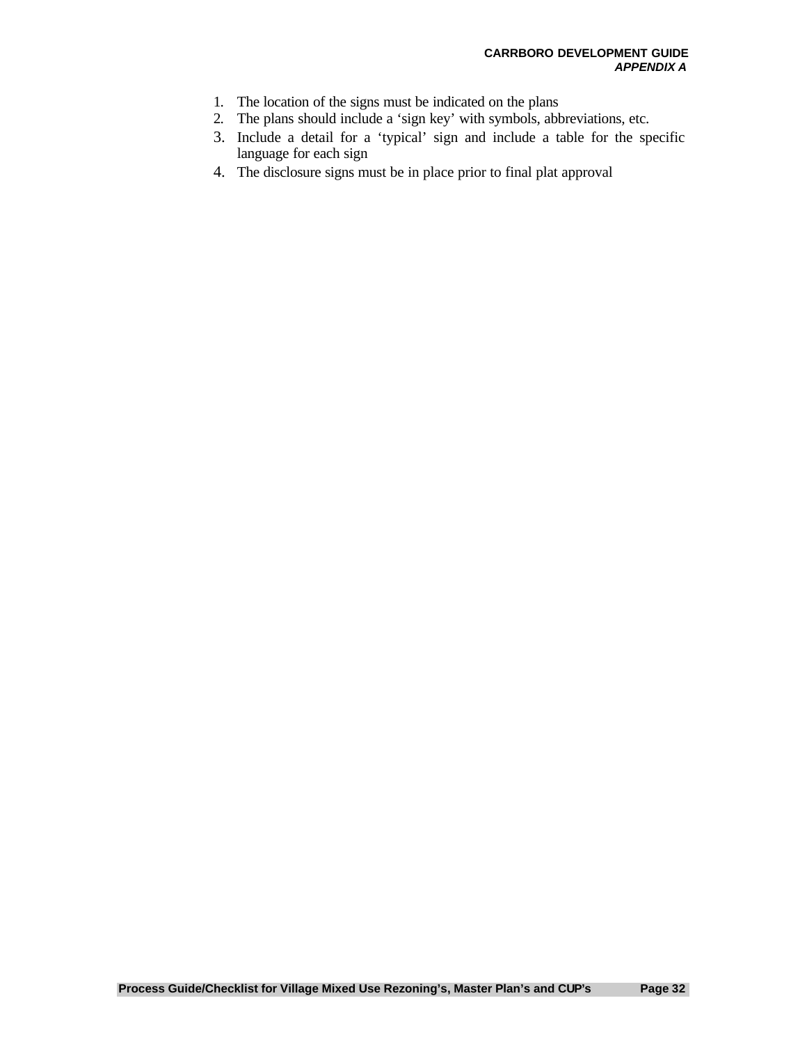1. The location of the signs must be indicated on the plans
2. The plans should include a ‘sign key’ with symbols, abbreviations, etc.
3. Include a detail for a ‘typical’ sign and include a table for the specific language for each sign
4. The disclosure signs must be in place prior to final plat approval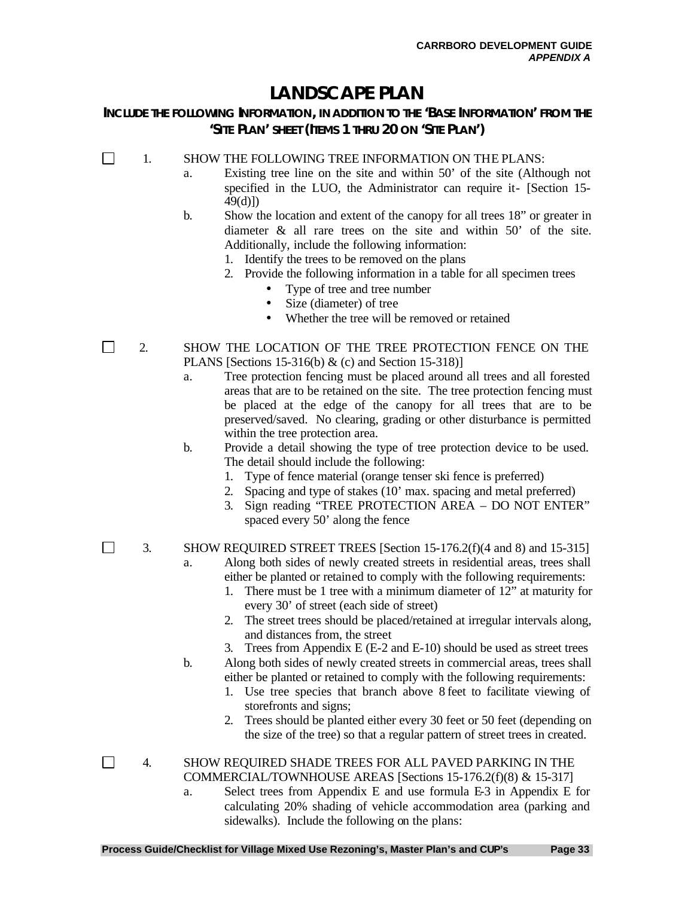# LANDSCAPE PLAN

## INCLUDE THE FOLLOWING INFORMATION, IN ADDITION TO THE 'BASE INFORMATION' FROM THE 'SITE PLAN' SHEET (ITEMS 1 THRU 20 ON 'SITE PLAN')

☐ 1. SHOW THE FOLLOWING TREE INFORMATION ON THE PLANS:

   a. Existing tree line on the site and within 50' of the site (Although not specified in the LUO, the Administrator can require it- [Section 15-49(d)])

   b. Show the location and extent of the canopy for all trees 18" or greater in diameter & all rare trees on the site and within 50' of the site. Additionally, include the following information:
      1. Identify the trees to be removed on the plans
      2. Provide the following information in a table for all specimen trees
         - Type of tree and tree number
         - Size (diameter) of tree
         - Whether the tree will be removed or retained

☐ 2. SHOW THE LOCATION OF THE TREE PROTECTION FENCE ON THE PLANS [Sections 15-316(b) & (c) and Section 15-318)]

   a. Tree protection fencing must be placed around all trees and all forested areas that are to be retained on the site. The tree protection fencing must be placed at the edge of the canopy for all trees that are to be preserved/saved. No clearing, grading or other disturbance is permitted within the tree protection area.

   b. Provide a detail showing the type of tree protection device to be used. The detail should include the following:
      1. Type of fence material (orange tenser ski fence is preferred)
      2. Spacing and type of stakes (10' max. spacing and metal preferred)
      3. Sign reading "TREE PROTECTION AREA – DO NOT ENTER" spaced every 50' along the fence

☐ 3. SHOW REQUIRED STREET TREES [Section 15-176.2(f)(4 and 8) and 15-315]

   a. Along both sides of newly created streets in residential areas, trees shall either be planted or retained to comply with the following requirements:
      1. There must be 1 tree with a minimum diameter of 12" at maturity for every 30' of street (each side of street)
      2. The street trees should be placed/retained at irregular intervals along, and distances from, the street
      3. Trees from Appendix E (E-2 and E-10) should be used as street trees

   b. Along both sides of newly created streets in commercial areas, trees shall either be planted or retained to comply with the following requirements:
      1. Use tree species that branch above 8 feet to facilitate viewing of storefronts and signs;
      2. Trees should be planted either every 30 feet or 50 feet (depending on the size of the tree) so that a regular pattern of street trees in created.

☐ 4. SHOW REQUIRED SHADE TREES FOR ALL PAVED PARKING IN THE COMMERCIAL/TOWNHOUSE AREAS [Sections 15-176.2(f)(8) & 15-317]

   a. Select trees from Appendix E and use formula E-3 in Appendix E for calculating 20% shading of vehicle accommodation area (parking and sidewalks). Include the following on the plans: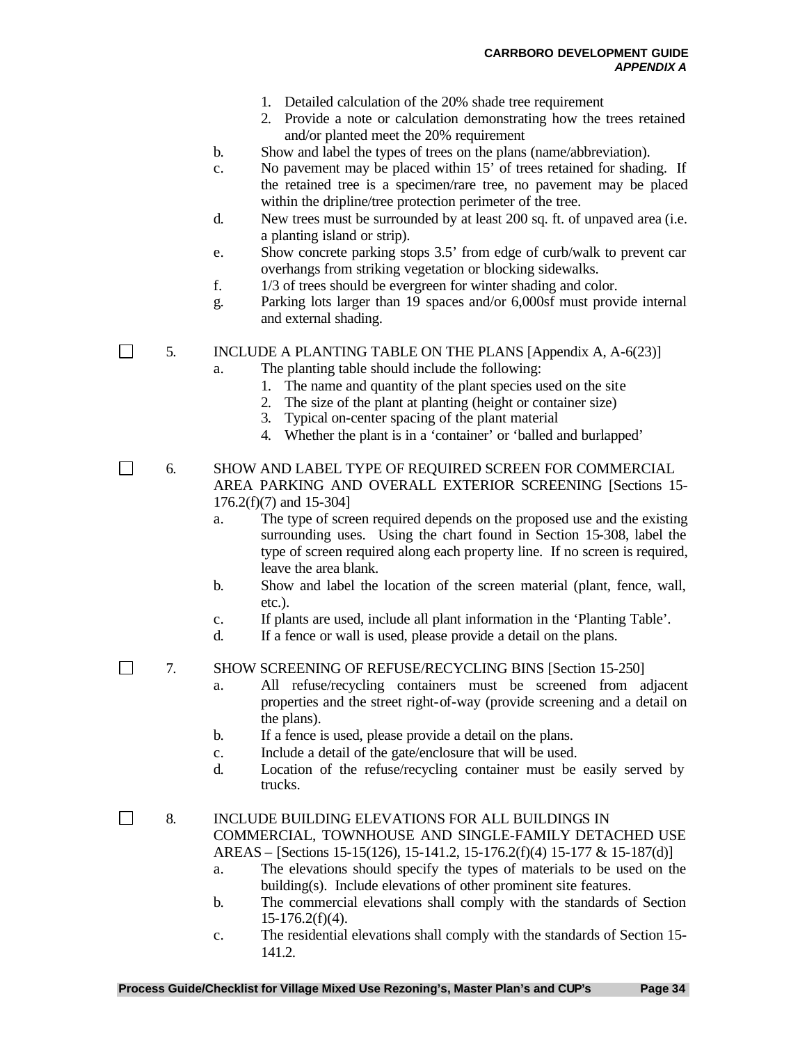1. Detailed calculation of the 20% shade tree requirement
2. Provide a note or calculation demonstrating how the trees retained and/or planted meet the 20% requirement

b. Show and label the types of trees on the plans (name/abbreviation).

c. No pavement may be placed within 15' of trees retained for shading. If the retained tree is a specimen/rare tree, no pavement may be placed within the dripline/tree protection perimeter of the tree.

d. New trees must be surrounded by at least 200 sq. ft. of unpaved area (i.e. a planting island or strip).

e. Show concrete parking stops 3.5' from edge of curb/walk to prevent car overhangs from striking vegetation or blocking sidewalks.

f. 1/3 of trees should be evergreen for winter shading and color.

g. Parking lots larger than 19 spaces and/or 6,000sf must provide internal and external shading.

☐ 5. INCLUDE A PLANTING TABLE ON THE PLANS [Appendix A, A-6(23)]

a. The planting table should include the following:
1. The name and quantity of the plant species used on the site
2. The size of the plant at planting (height or container size)
3. Typical on-center spacing of the plant material
4. Whether the plant is in a 'container' or 'balled and burlapped'

☐ 6. SHOW AND LABEL TYPE OF REQUIRED SCREEN FOR COMMERCIAL AREA PARKING AND OVERALL EXTERIOR SCREENING [Sections 15-176.2(f)(7) and 15-304]

a. The type of screen required depends on the proposed use and the existing surrounding uses. Using the chart found in Section 15-308, label the type of screen required along each property line. If no screen is required, leave the area blank.

b. Show and label the location of the screen material (plant, fence, wall, etc.).

c. If plants are used, include all plant information in the 'Planting Table'.

d. If a fence or wall is used, please provide a detail on the plans.

☐ 7. SHOW SCREENING OF REFUSE/RECYCLING BINS [Section 15-250]

a. All refuse/recycling containers must be screened from adjacent properties and the street right-of-way (provide screening and a detail on the plans).

b. If a fence is used, please provide a detail on the plans.

c. Include a detail of the gate/enclosure that will be used.

d. Location of the refuse/recycling container must be easily served by trucks.

☐ 8. INCLUDE BUILDING ELEVATIONS FOR ALL BUILDINGS IN COMMERCIAL, TOWNHOUSE AND SINGLE-FAMILY DETACHED USE AREAS – [Sections 15-15(126), 15-141.2, 15-176.2(f)(4) 15-177 & 15-187(d)]

a. The elevations should specify the types of materials to be used on the building(s). Include elevations of other prominent site features.

b. The commercial elevations shall comply with the standards of Section 15-176.2(f)(4).

c. The residential elevations shall comply with the standards of Section 15-141.2.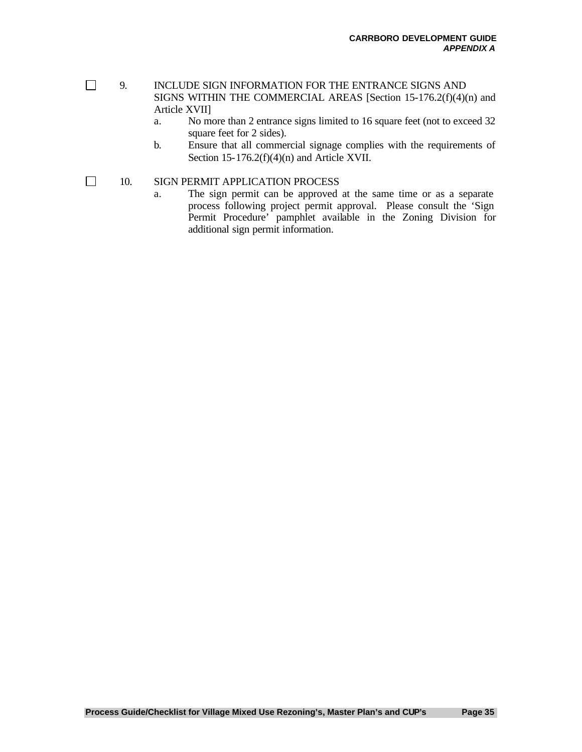- [ ] 9. INCLUDE SIGN INFORMATION FOR THE ENTRANCE SIGNS AND SIGNS WITHIN THE COMMERCIAL AREAS [Section 15-176.2(f)(4)(n) and Article XVII]
    - a. No more than 2 entrance signs limited to 16 square feet (not to exceed 32 square feet for 2 sides).
    - b. Ensure that all commercial signage complies with the requirements of Section 15-176.2(f)(4)(n) and Article XVII.

- [ ] 10. SIGN PERMIT APPLICATION PROCESS
    - a. The sign permit can be approved at the same time or as a separate process following project permit approval. Please consult the 'Sign Permit Procedure' pamphlet available in the Zoning Division for additional sign permit information.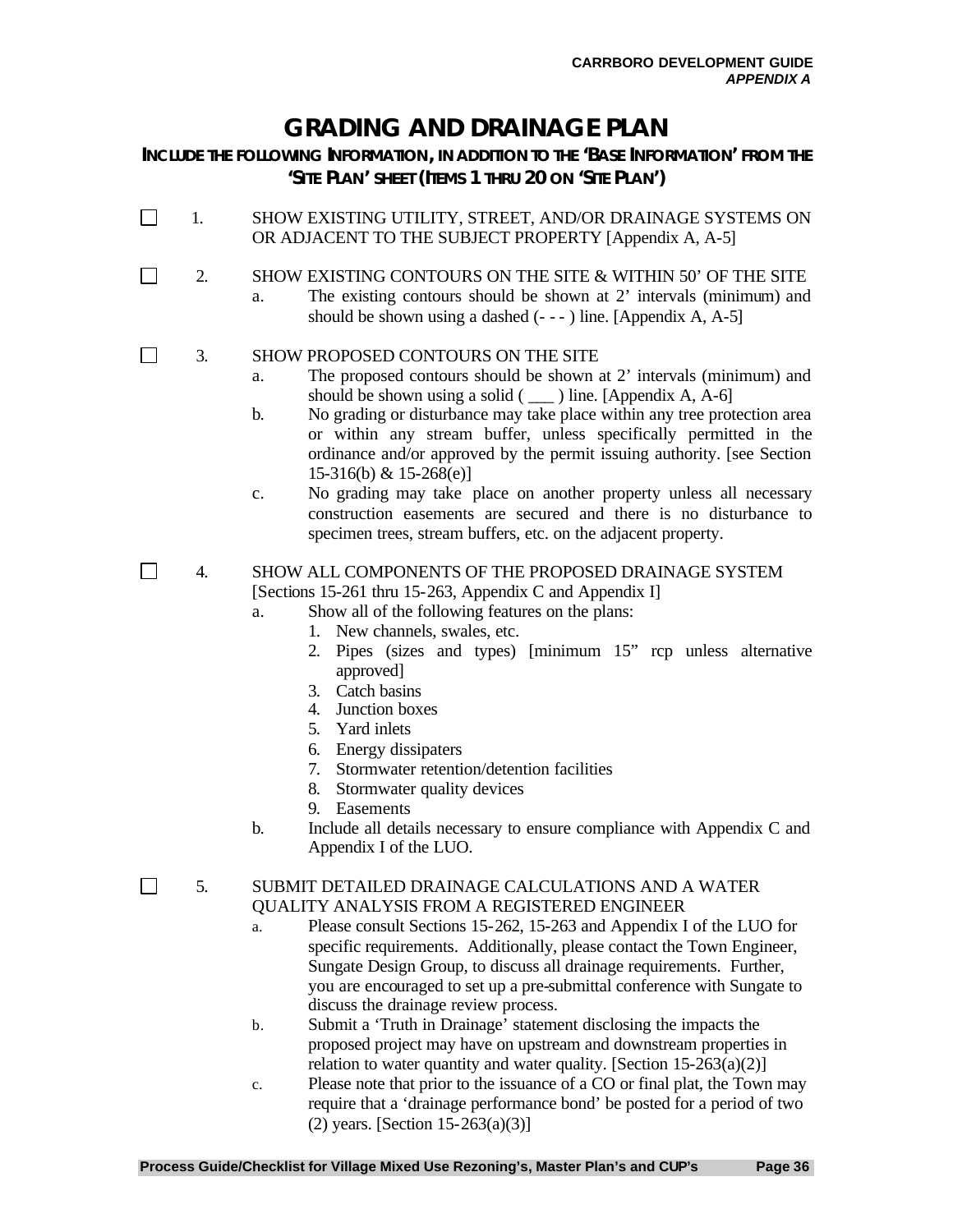# GRADING AND DRAINAGE PLAN

### INCLUDE THE FOLLOWING INFORMATION, IN ADDITION TO THE 'BASE INFORMATION' FROM THE 'SITE PLAN' SHEET (ITEMS 1 THRU 20 ON 'SITE PLAN')

- [ ] 1. SHOW EXISTING UTILITY, STREET, AND/OR DRAINAGE SYSTEMS ON OR ADJACENT TO THE SUBJECT PROPERTY [Appendix A, A-5]

- [ ] 2. SHOW EXISTING CONTOURS ON THE SITE & WITHIN 50' OF THE SITE
  - a. The existing contours should be shown at 2' intervals (minimum) and should be shown using a dashed (- - - ) line. [Appendix A, A-5]

- [ ] 3. SHOW PROPOSED CONTOURS ON THE SITE
  - a. The proposed contours should be shown at 2' intervals (minimum) and should be shown using a solid ( ___ ) line. [Appendix A, A-6]
  - b. No grading or disturbance may take place within any tree protection area or within any stream buffer, unless specifically permitted in the ordinance and/or approved by the permit issuing authority. [see Section 15-316(b) & 15-268(e)]
  - c. No grading may take place on another property unless all necessary construction easements are secured and there is no disturbance to specimen trees, stream buffers, etc. on the adjacent property.

- [ ] 4. SHOW ALL COMPONENTS OF THE PROPOSED DRAINAGE SYSTEM [Sections 15-261 thru 15-263, Appendix C and Appendix I]
  - a. Show all of the following features on the plans:
    1. New channels, swales, etc.
    2. Pipes (sizes and types) [minimum 15" rcp unless alternative approved]
    3. Catch basins
    4. Junction boxes
    5. Yard inlets
    6. Energy dissipaters
    7. Stormwater retention/detention facilities
    8. Stormwater quality devices
    9. Easements
  - b. Include all details necessary to ensure compliance with Appendix C and Appendix I of the LUO.

- [ ] 5. SUBMIT DETAILED DRAINAGE CALCULATIONS AND A WATER QUALITY ANALYSIS FROM A REGISTERED ENGINEER
  - a. Please consult Sections 15-262, 15-263 and Appendix I of the LUO for specific requirements. Additionally, please contact the Town Engineer, Sungate Design Group, to discuss all drainage requirements. Further, you are encouraged to set up a pre-submittal conference with Sungate to discuss the drainage review process.
  - b. Submit a 'Truth in Drainage' statement disclosing the impacts the proposed project may have on upstream and downstream properties in relation to water quantity and water quality. [Section 15-263(a)(2)]
  - c. Please note that prior to the issuance of a CO or final plat, the Town may require that a 'drainage performance bond' be posted for a period of two (2) years. [Section 15-263(a)(3)]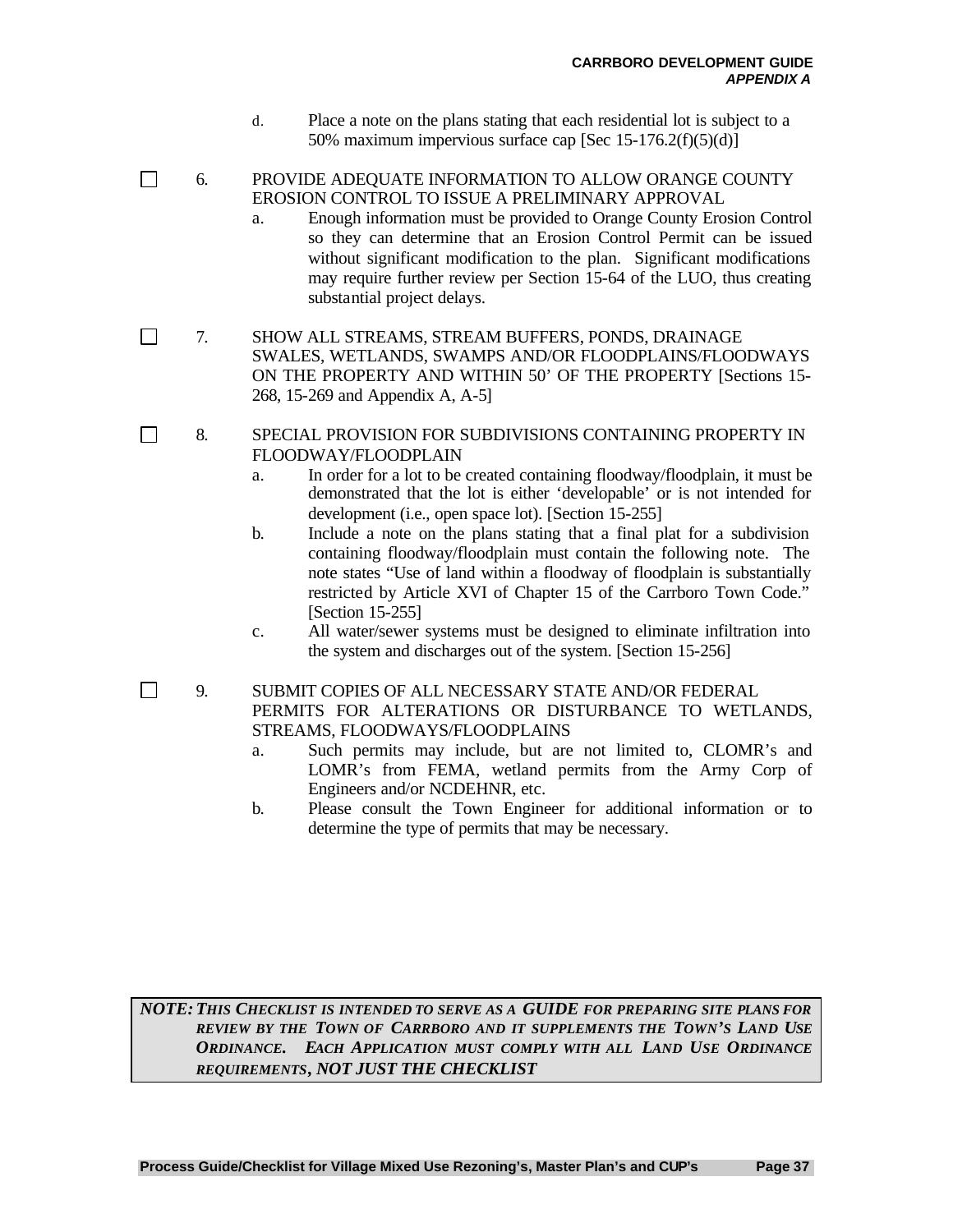d. Place a note on the plans stating that each residential lot is subject to a 50% maximum impervious surface cap [Sec 15-176.2(f)(5)(d)]

☐ 6. PROVIDE ADEQUATE INFORMATION TO ALLOW ORANGE COUNTY EROSION CONTROL TO ISSUE A PRELIMINARY APPROVAL

a. Enough information must be provided to Orange County Erosion Control so they can determine that an Erosion Control Permit can be issued without significant modification to the plan. Significant modifications may require further review per Section 15-64 of the LUO, thus creating substantial project delays.

☐ 7. SHOW ALL STREAMS, STREAM BUFFERS, PONDS, DRAINAGE SWALES, WETLANDS, SWAMPS AND/OR FLOODPLAINS/FLOODWAYS ON THE PROPERTY AND WITHIN 50' OF THE PROPERTY [Sections 15-268, 15-269 and Appendix A, A-5]

☐ 8. SPECIAL PROVISION FOR SUBDIVISIONS CONTAINING PROPERTY IN FLOODWAY/FLOODPLAIN

a. In order for a lot to be created containing floodway/floodplain, it must be demonstrated that the lot is either 'developable' or is not intended for development (i.e., open space lot). [Section 15-255]

b. Include a note on the plans stating that a final plat for a subdivision containing floodway/floodplain must contain the following note. The note states "Use of land within a floodway of floodplain is substantially restricted by Article XVI of Chapter 15 of the Carrboro Town Code." [Section 15-255]

c. All water/sewer systems must be designed to eliminate infiltration into the system and discharges out of the system. [Section 15-256]

☐ 9. SUBMIT COPIES OF ALL NECESSARY STATE AND/OR FEDERAL PERMITS FOR ALTERATIONS OR DISTURBANCE TO WETLANDS, STREAMS, FLOODWAYS/FLOODPLAINS

a. Such permits may include, but are not limited to, CLOMR's and LOMR's from FEMA, wetland permits from the Army Corp of Engineers and/or NCDEHNR, etc.

b. Please consult the Town Engineer for additional information or to determine the type of permits that may be necessary.

***NOTE: THIS CHECKLIST IS INTENDED TO SERVE AS A GUIDE FOR PREPARING SITE PLANS FOR REVIEW BY THE TOWN OF CARRBORO AND IT SUPPLEMENTS THE TOWN'S LAND USE ORDINANCE. EACH APPLICATION MUST COMPLY WITH ALL LAND USE ORDINANCE REQUIREMENTS, NOT JUST THE CHECKLIST***